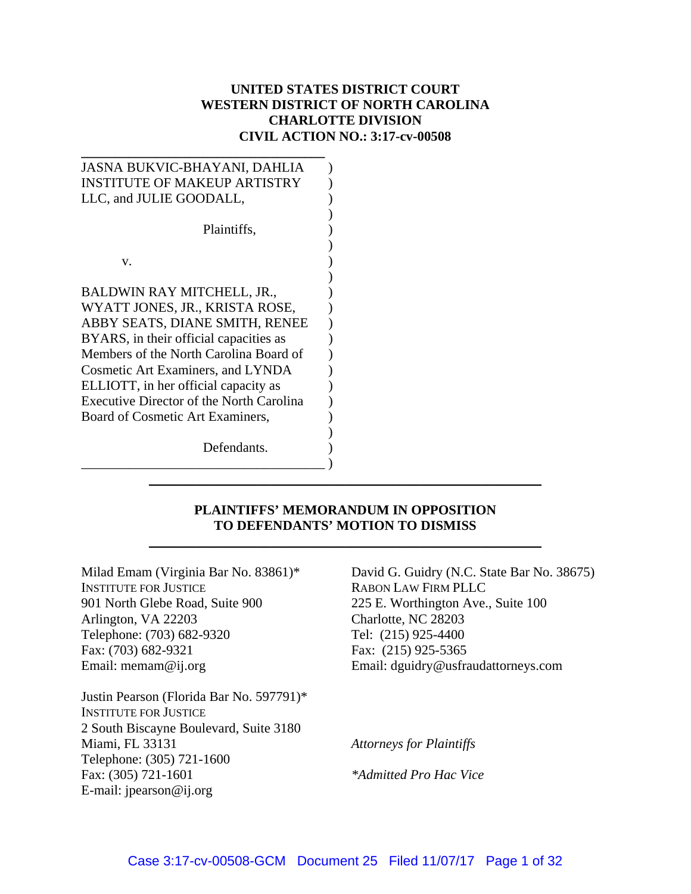**UNITED STATES DISTRICT COURT**
**WESTERN DISTRICT OF NORTH CAROLINA**
**CHARLOTTE DIVISION**
**CIVIL ACTION NO.: 3:17-cv-00508**

JASNA BUKVIC-BHAYANI, DAHLIA INSTITUTE OF MAKEUP ARTISTRY LLC, and JULIE GOODALL,

Plaintiffs,

v.

BALDWIN RAY MITCHELL, JR., WYATT JONES, JR., KRISTA ROSE, ABBY SEATS, DIANE SMITH, RENEE BYARS, in their official capacities as Members of the North Carolina Board of Cosmetic Art Examiners, and LYNDA ELLIOTT, in her official capacity as Executive Director of the North Carolina Board of Cosmetic Art Examiners,

Defendants.

---

**PLAINTIFFS' MEMORANDUM IN OPPOSITION TO DEFENDANTS' MOTION TO DISMISS**

---

Milad Emam (Virginia Bar No. 83861)*
INSTITUTE FOR JUSTICE
901 North Glebe Road, Suite 900
Arlington, VA 22203
Telephone: (703) 682-9320
Fax: (703) 682-9321
Email: memam@ij.org

Justin Pearson (Florida Bar No. 597791)*
INSTITUTE FOR JUSTICE
2 South Biscayne Boulevard, Suite 3180
Miami, FL 33131
Telephone: (305) 721-1600
Fax: (305) 721-1601
E-mail: jpearson@ij.org

David G. Guidry (N.C. State Bar No. 38675)
RABON LAW FIRM PLLC
225 E. Worthington Ave., Suite 100
Charlotte, NC 28203
Tel: (215) 925-4400
Fax: (215) 925-5365
Email: dguidry@usfraudattorneys.com

*Attorneys for Plaintiffs*

**Admitted Pro Hac Vice*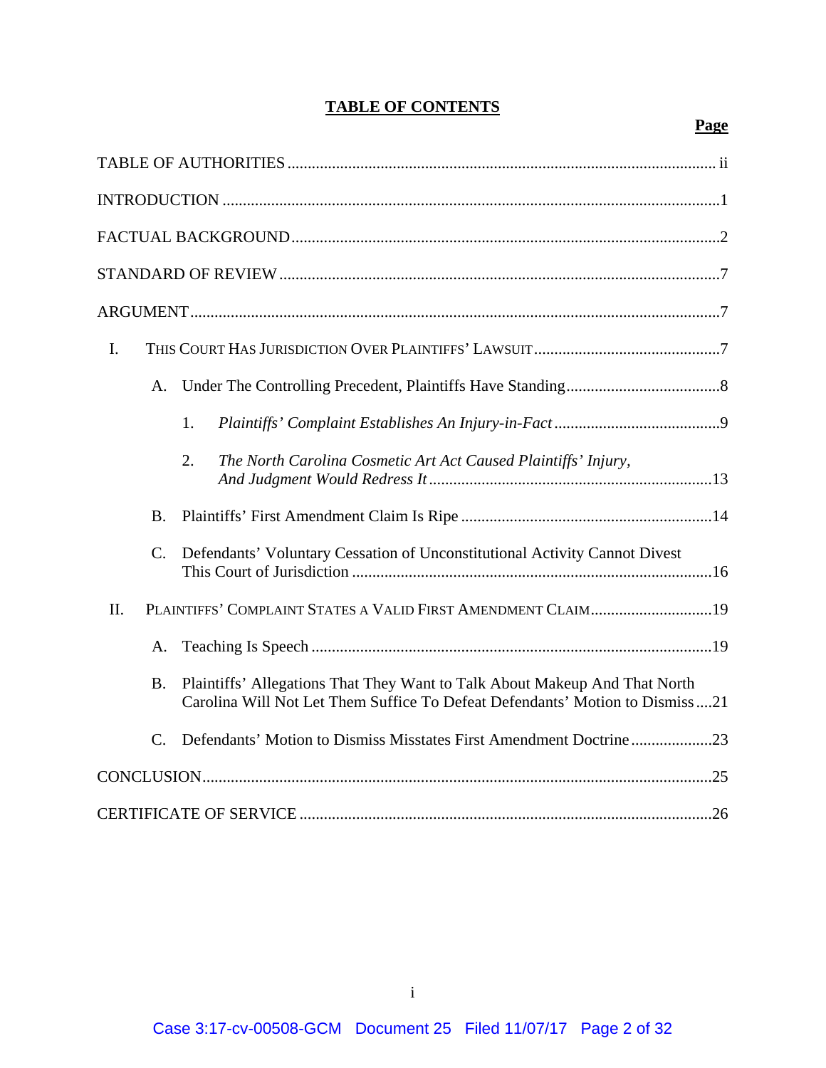# TABLE OF CONTENTS

| | Page |
|---|---|
| TABLE OF AUTHORITIES | ii |
| INTRODUCTION | 1 |
| FACTUAL BACKGROUND | 2 |
| STANDARD OF REVIEW | 7 |
| ARGUMENT | 7 |
| I. THIS COURT HAS JURISDICTION OVER PLAINTIFFS' LAWSUIT | 7 |
| A. Under The Controlling Precedent, Plaintiffs Have Standing | 8 |
| 1. *Plaintiffs' Complaint Establishes An Injury-in-Fact* | 9 |
| 2. *The North Carolina Cosmetic Art Act Caused Plaintiffs' Injury, And Judgment Would Redress It* | 13 |
| B. Plaintiffs' First Amendment Claim Is Ripe | 14 |
| C. Defendants' Voluntary Cessation of Unconstitutional Activity Cannot Divest This Court of Jurisdiction | 16 |
| II. PLAINTIFFS' COMPLAINT STATES A VALID FIRST AMENDMENT CLAIM | 19 |
| A. Teaching Is Speech | 19 |
| B. Plaintiffs' Allegations That They Want to Talk About Makeup And That North Carolina Will Not Let Them Suffice To Defeat Defendants' Motion to Dismiss | 21 |
| C. Defendants' Motion to Dismiss Misstates First Amendment Doctrine | 23 |
| CONCLUSION | 25 |
| CERTIFICATE OF SERVICE | 26 |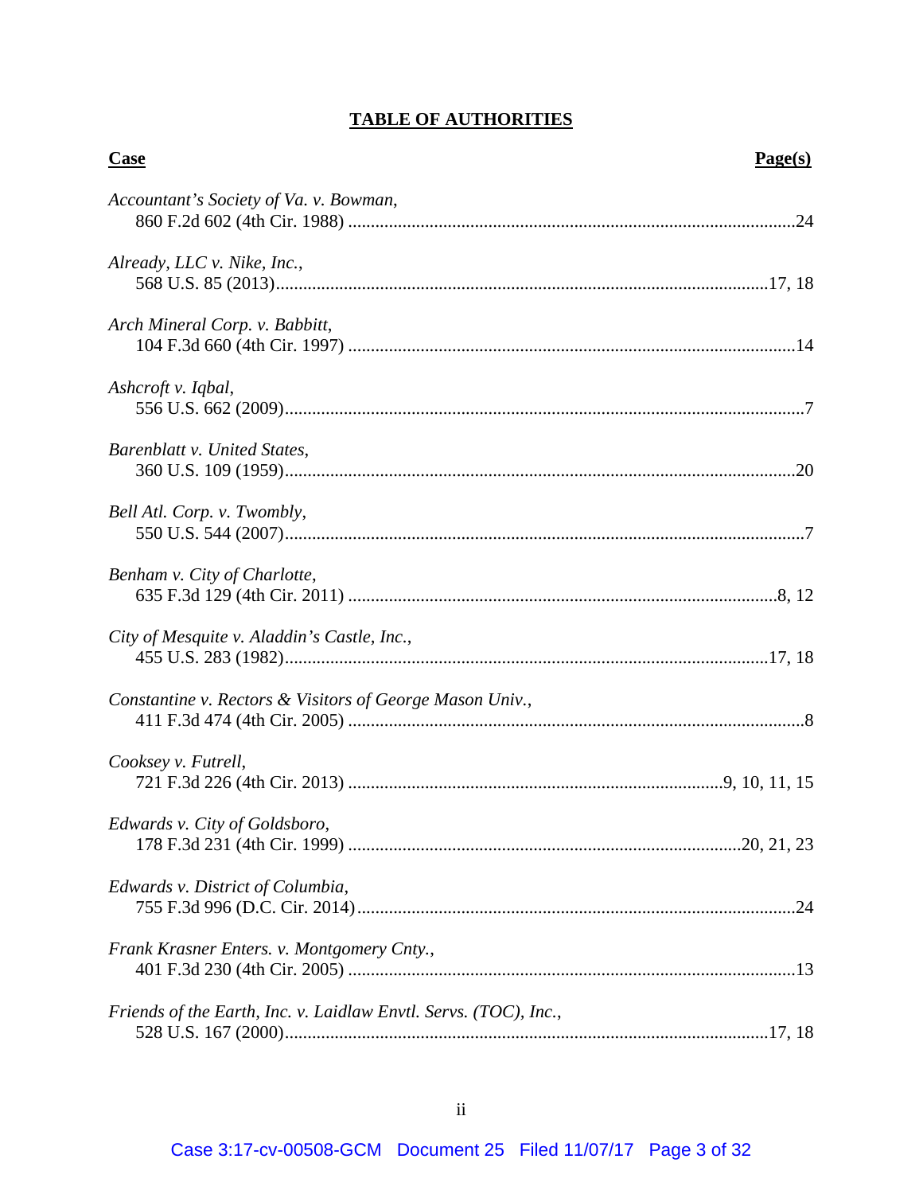# TABLE OF AUTHORITIES

| Case | Page(s) |
|---|---|
| *Accountant's Society of Va. v. Bowman*, 860 F.2d 602 (4th Cir. 1988) | 24 |
| *Already, LLC v. Nike, Inc.*, 568 U.S. 85 (2013) | 17, 18 |
| *Arch Mineral Corp. v. Babbitt*, 104 F.3d 660 (4th Cir. 1997) | 14 |
| *Ashcroft v. Iqbal*, 556 U.S. 662 (2009) | 7 |
| *Barenblatt v. United States*, 360 U.S. 109 (1959) | 20 |
| *Bell Atl. Corp. v. Twombly*, 550 U.S. 544 (2007) | 7 |
| *Benham v. City of Charlotte*, 635 F.3d 129 (4th Cir. 2011) | 8, 12 |
| *City of Mesquite v. Aladdin's Castle, Inc.*, 455 U.S. 283 (1982) | 17, 18 |
| *Constantine v. Rectors & Visitors of George Mason Univ.*, 411 F.3d 474 (4th Cir. 2005) | 8 |
| *Cooksey v. Futrell*, 721 F.3d 226 (4th Cir. 2013) | 9, 10, 11, 15 |
| *Edwards v. City of Goldsboro*, 178 F.3d 231 (4th Cir. 1999) | 20, 21, 23 |
| *Edwards v. District of Columbia*, 755 F.3d 996 (D.C. Cir. 2014) | 24 |
| *Frank Krasner Enters. v. Montgomery Cnty.*, 401 F.3d 230 (4th Cir. 2005) | 13 |
| *Friends of the Earth, Inc. v. Laidlaw Envtl. Servs. (TOC), Inc.*, 528 U.S. 167 (2000) | 17, 18 |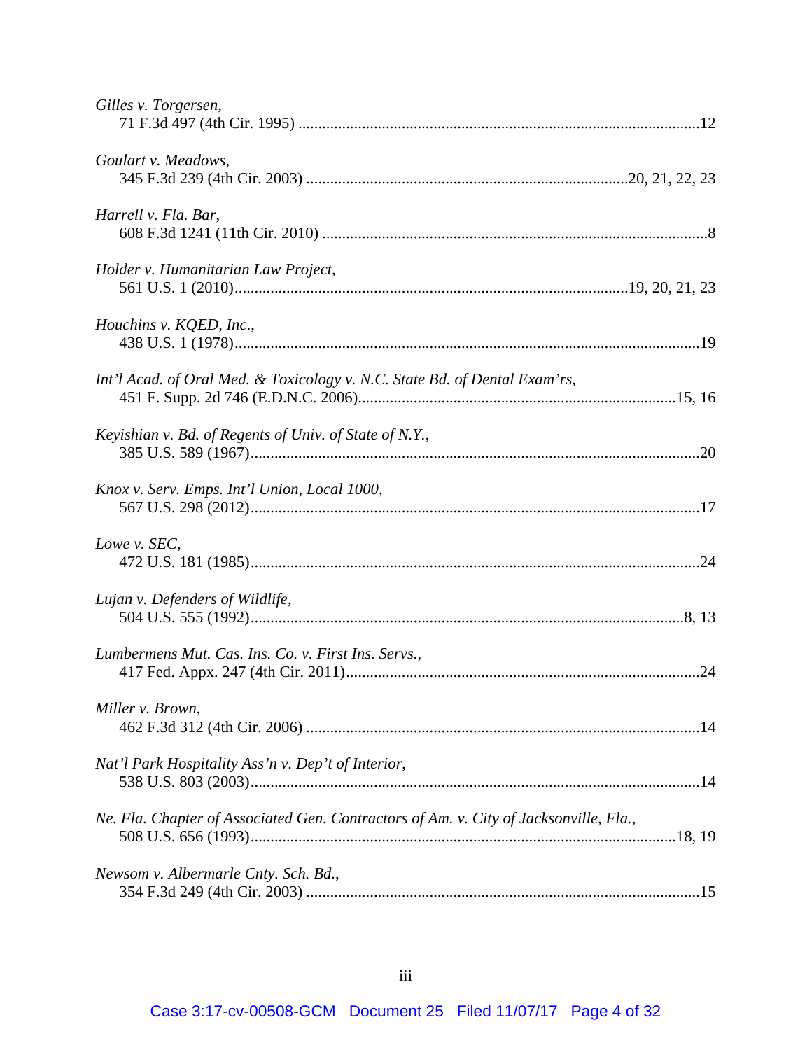*Gilles v. Torgersen*,
71 F.3d 497 (4th Cir. 1995) ....................................................................................................12

*Goulart v. Meadows*,
345 F.3d 239 (4th Cir. 2003) ..............................................................................20, 21, 22, 23

*Harrell v. Fla. Bar*,
608 F.3d 1241 (11th Cir. 2010) ..................................................................................................8

*Holder v. Humanitarian Law Project*,
561 U.S. 1 (2010)...................................................................................................19, 20, 21, 23

*Houchins v. KQED, Inc.*,
438 U.S. 1 (1978)....................................................................................................................19

*Int'l Acad. of Oral Med. & Toxicology v. N.C. State Bd. of Dental Exam'rs*,
451 F. Supp. 2d 746 (E.D.N.C. 2006)..............................................................................15, 16

*Keyishian v. Bd. of Regents of Univ. of State of N.Y.*,
385 U.S. 589 (1967)................................................................................................................20

*Knox v. Serv. Emps. Int'l Union, Local 1000*,
567 U.S. 298 (2012)................................................................................................................17

*Lowe v. SEC*,
472 U.S. 181 (1985)................................................................................................................24

*Lujan v. Defenders of Wildlife*,
504 U.S. 555 (1992)............................................................................................................8, 13

*Lumbermens Mut. Cas. Ins. Co. v. First Ins. Servs.*,
417 Fed. Appx. 247 (4th Cir. 2011)........................................................................................24

*Miller v. Brown*,
462 F.3d 312 (4th Cir. 2006) ..................................................................................................14

*Nat'l Park Hospitality Ass'n v. Dep't of Interior*,
538 U.S. 803 (2003)................................................................................................................14

*Ne. Fla. Chapter of Associated Gen. Contractors of Am. v. City of Jacksonville, Fla.*,
508 U.S. 656 (1993)..........................................................................................................18, 19

*Newsom v. Albermarle Cnty. Sch. Bd.*,
354 F.3d 249 (4th Cir. 2003) ..................................................................................................15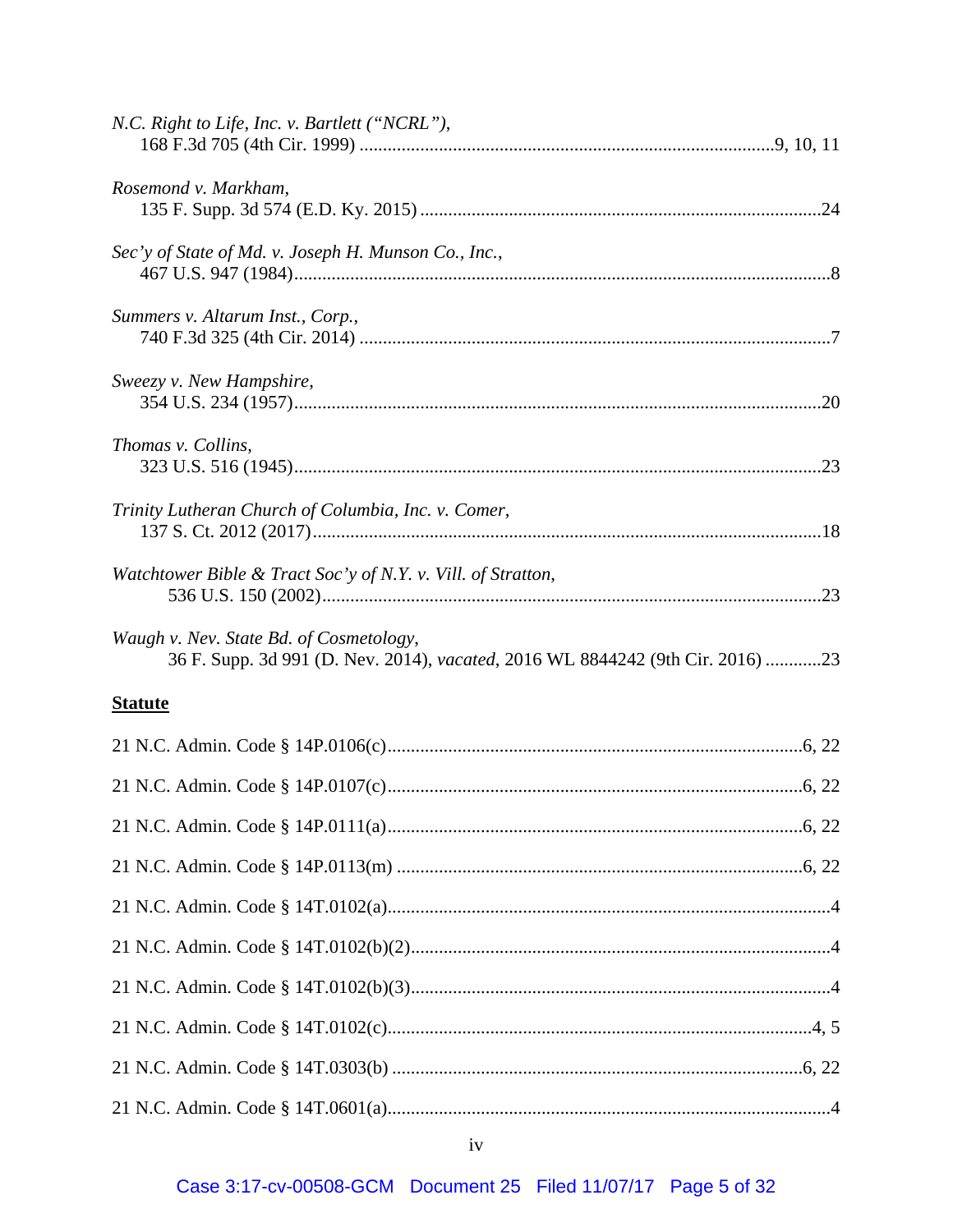*N.C. Right to Life, Inc. v. Bartlett ("NCRL")*,
168 F.3d 705 (4th Cir. 1999) ........................................................................................9, 10, 11

*Rosemond v. Markham*,
135 F. Supp. 3d 574 (E.D. Ky. 2015) .....................................................................................24

*Sec'y of State of Md. v. Joseph H. Munson Co., Inc.*,
467 U.S. 947 (1984)..................................................................................................................8

*Summers v. Altarum Inst., Corp.*,
740 F.3d 325 (4th Cir. 2014) .....................................................................................................7

*Sweezy v. New Hampshire*,
354 U.S. 234 (1957)................................................................................................................20

*Thomas v. Collins*,
323 U.S. 516 (1945)................................................................................................................23

*Trinity Lutheran Church of Columbia, Inc. v. Comer*,
137 S. Ct. 2012 (2017)............................................................................................................18

*Watchtower Bible & Tract Soc'y of N.Y. v. Vill. of Stratton*,
536 U.S. 150 (2002)..........................................................................................................23

*Waugh v. Nev. State Bd. of Cosmetology*,
36 F. Supp. 3d 991 (D. Nev. 2014), *vacated*, 2016 WL 8844242 (9th Cir. 2016) ............23

**Statute**

21 N.C. Admin. Code § 14P.0106(c)........................................................................................6, 22

21 N.C. Admin. Code § 14P.0107(c)........................................................................................6, 22

21 N.C. Admin. Code § 14P.0111(a)........................................................................................6, 22

21 N.C. Admin. Code § 14P.0113(m) ......................................................................................6, 22

21 N.C. Admin. Code § 14T.0102(a)..............................................................................................4

21 N.C. Admin. Code § 14T.0102(b)(2).........................................................................................4

21 N.C. Admin. Code § 14T.0102(b)(3).........................................................................................4

21 N.C. Admin. Code § 14T.0102(c)..........................................................................................4, 5

21 N.C. Admin. Code § 14T.0303(b) .......................................................................................6, 22

21 N.C. Admin. Code § 14T.0601(a)..............................................................................................4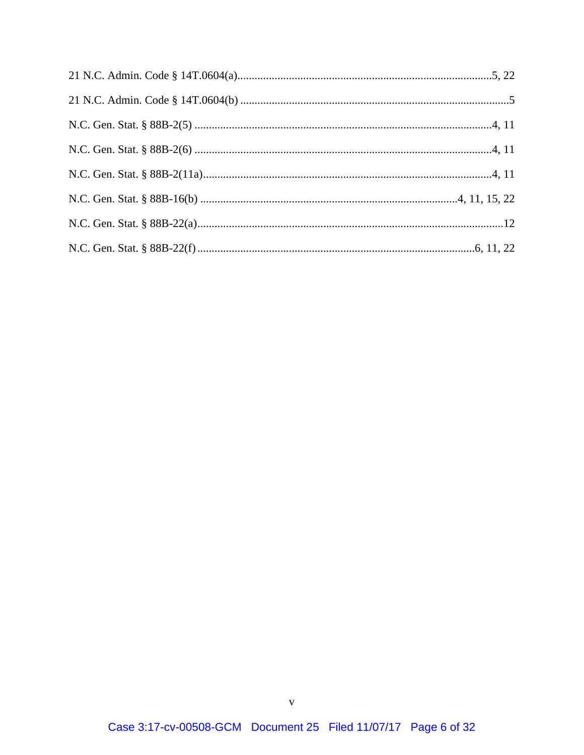21 N.C. Admin. Code § 14T.0604(a)........................................................................................5, 22

21 N.C. Admin. Code § 14T.0604(b) .............................................................................................5

N.C. Gen. Stat. § 88B-2(5) .......................................................................................................4, 11

N.C. Gen. Stat. § 88B-2(6) .......................................................................................................4, 11

N.C. Gen. Stat. § 88B-2(11a)....................................................................................................4, 11

N.C. Gen. Stat. § 88B-16(b) .........................................................................................4, 11, 15, 22

N.C. Gen. Stat. § 88B-22(a)..........................................................................................................12

N.C. Gen. Stat. § 88B-22(f) ................................................................................................6, 11, 22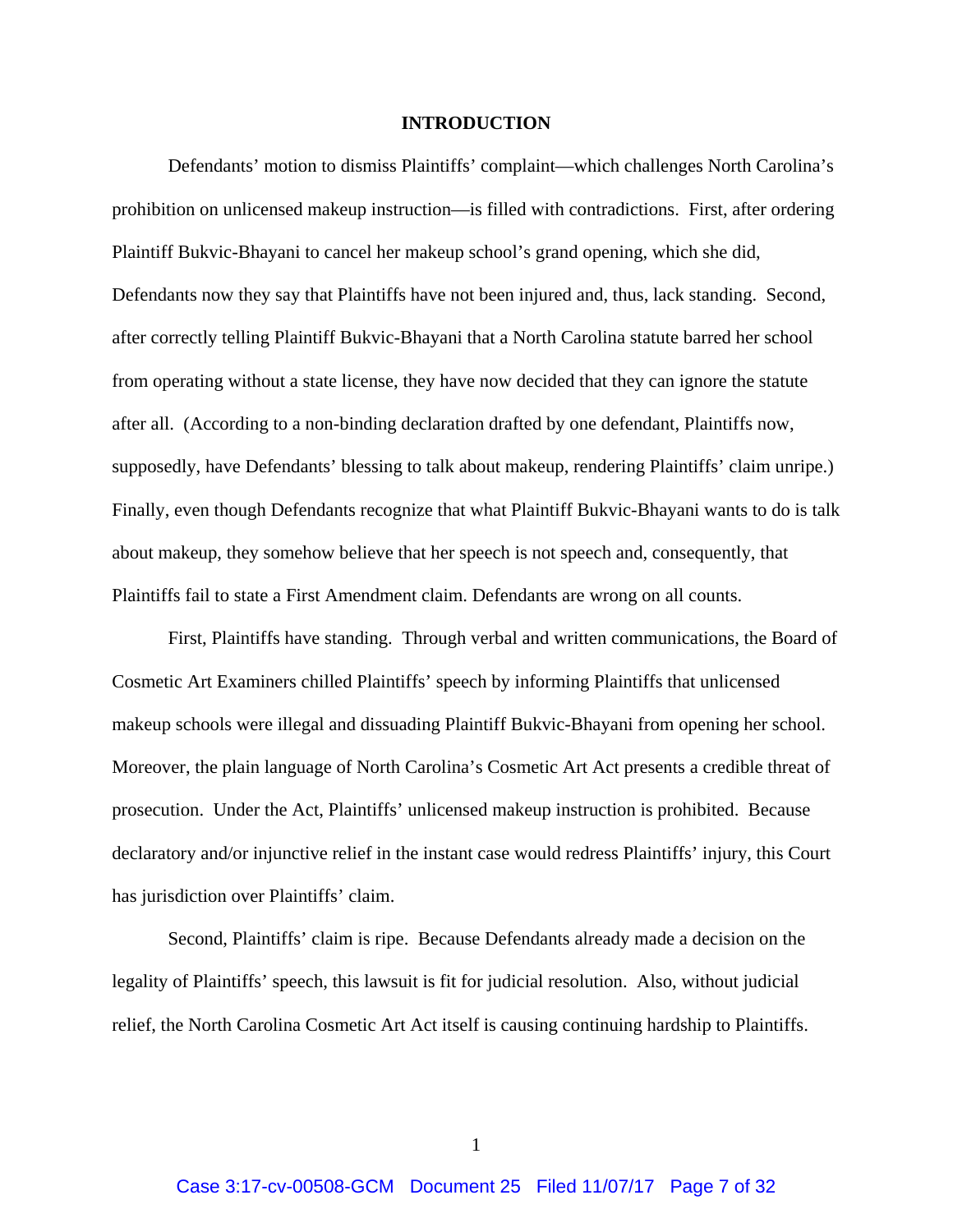**INTRODUCTION**

Defendants' motion to dismiss Plaintiffs' complaint—which challenges North Carolina's prohibition on unlicensed makeup instruction—is filled with contradictions. First, after ordering Plaintiff Bukvic-Bhayani to cancel her makeup school's grand opening, which she did, Defendants now they say that Plaintiffs have not been injured and, thus, lack standing. Second, after correctly telling Plaintiff Bukvic-Bhayani that a North Carolina statute barred her school from operating without a state license, they have now decided that they can ignore the statute after all. (According to a non-binding declaration drafted by one defendant, Plaintiffs now, supposedly, have Defendants' blessing to talk about makeup, rendering Plaintiffs' claim unripe.) Finally, even though Defendants recognize that what Plaintiff Bukvic-Bhayani wants to do is talk about makeup, they somehow believe that her speech is not speech and, consequently, that Plaintiffs fail to state a First Amendment claim. Defendants are wrong on all counts.

First, Plaintiffs have standing. Through verbal and written communications, the Board of Cosmetic Art Examiners chilled Plaintiffs' speech by informing Plaintiffs that unlicensed makeup schools were illegal and dissuading Plaintiff Bukvic-Bhayani from opening her school. Moreover, the plain language of North Carolina's Cosmetic Art Act presents a credible threat of prosecution. Under the Act, Plaintiffs' unlicensed makeup instruction is prohibited. Because declaratory and/or injunctive relief in the instant case would redress Plaintiffs' injury, this Court has jurisdiction over Plaintiffs' claim.

Second, Plaintiffs' claim is ripe. Because Defendants already made a decision on the legality of Plaintiffs' speech, this lawsuit is fit for judicial resolution. Also, without judicial relief, the North Carolina Cosmetic Art Act itself is causing continuing hardship to Plaintiffs.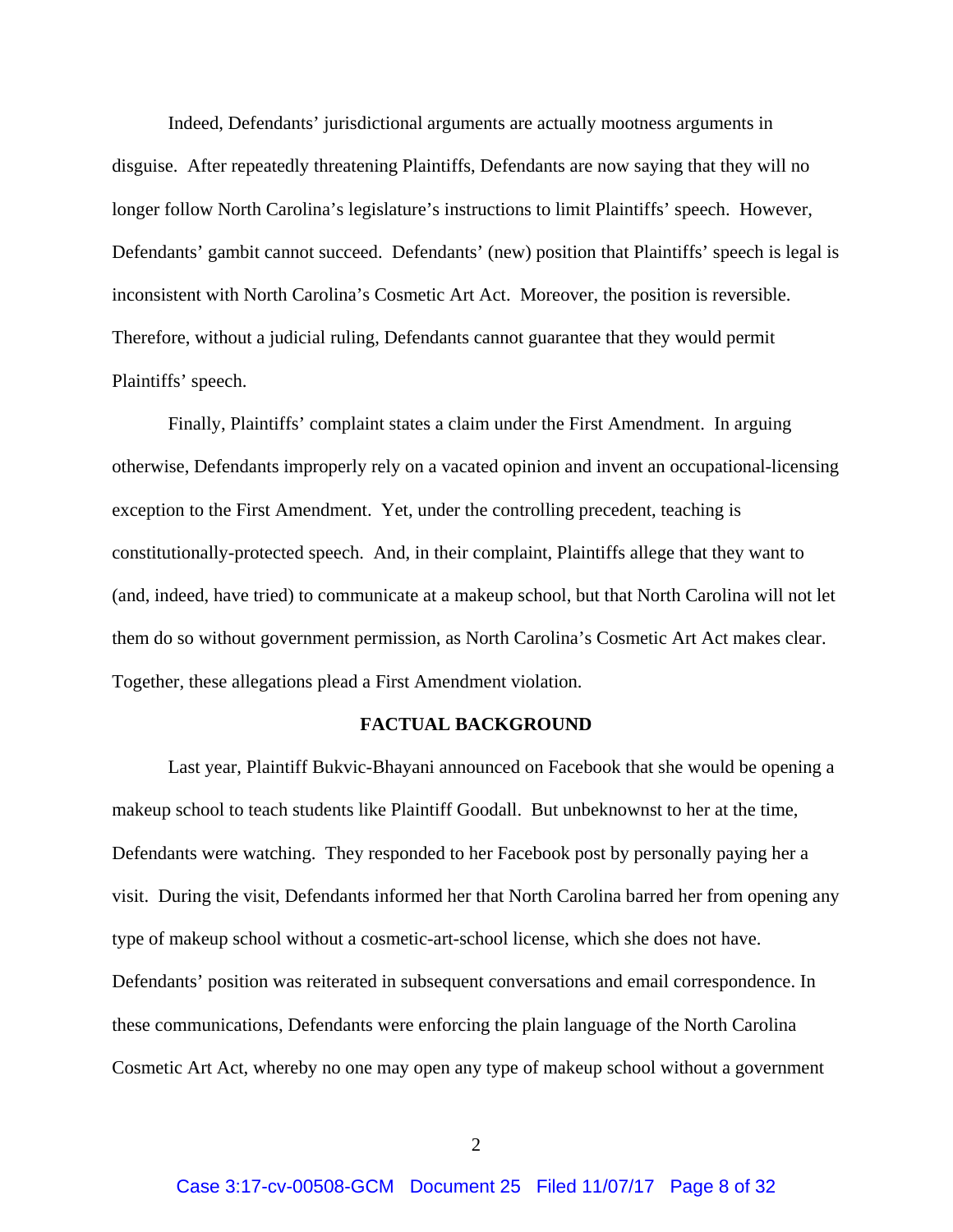Indeed, Defendants' jurisdictional arguments are actually mootness arguments in disguise. After repeatedly threatening Plaintiffs, Defendants are now saying that they will no longer follow North Carolina's legislature's instructions to limit Plaintiffs' speech. However, Defendants' gambit cannot succeed. Defendants' (new) position that Plaintiffs' speech is legal is inconsistent with North Carolina's Cosmetic Art Act. Moreover, the position is reversible. Therefore, without a judicial ruling, Defendants cannot guarantee that they would permit Plaintiffs' speech.

Finally, Plaintiffs' complaint states a claim under the First Amendment. In arguing otherwise, Defendants improperly rely on a vacated opinion and invent an occupational-licensing exception to the First Amendment. Yet, under the controlling precedent, teaching is constitutionally-protected speech. And, in their complaint, Plaintiffs allege that they want to (and, indeed, have tried) to communicate at a makeup school, but that North Carolina will not let them do so without government permission, as North Carolina's Cosmetic Art Act makes clear. Together, these allegations plead a First Amendment violation.

## FACTUAL BACKGROUND

Last year, Plaintiff Bukvic-Bhayani announced on Facebook that she would be opening a makeup school to teach students like Plaintiff Goodall. But unbeknownst to her at the time, Defendants were watching. They responded to her Facebook post by personally paying her a visit. During the visit, Defendants informed her that North Carolina barred her from opening any type of makeup school without a cosmetic-art-school license, which she does not have. Defendants' position was reiterated in subsequent conversations and email correspondence. In these communications, Defendants were enforcing the plain language of the North Carolina Cosmetic Art Act, whereby no one may open any type of makeup school without a government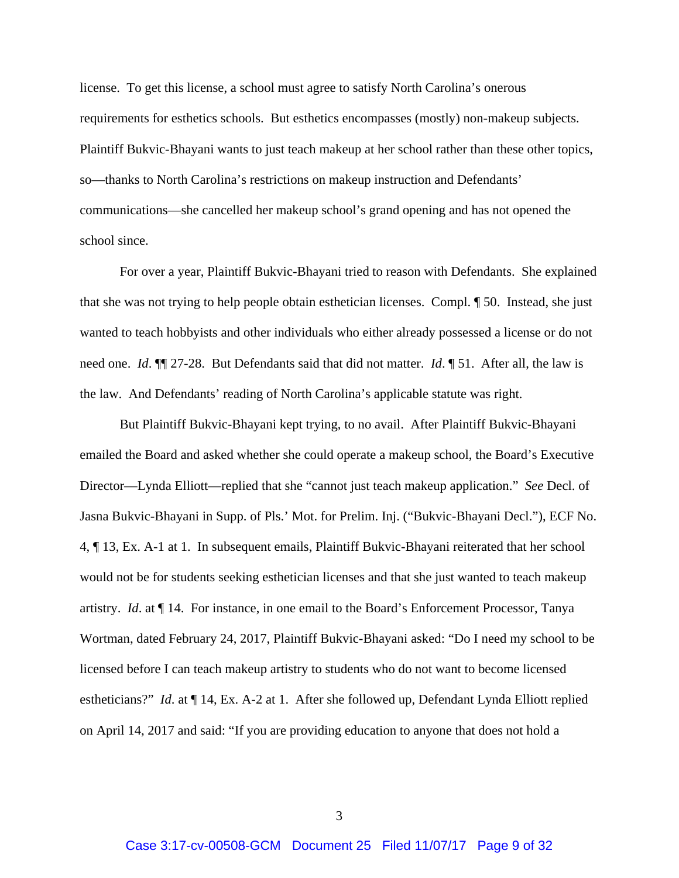license. To get this license, a school must agree to satisfy North Carolina's onerous requirements for esthetics schools. But esthetics encompasses (mostly) non-makeup subjects. Plaintiff Bukvic-Bhayani wants to just teach makeup at her school rather than these other topics, so—thanks to North Carolina's restrictions on makeup instruction and Defendants' communications—she cancelled her makeup school's grand opening and has not opened the school since.

For over a year, Plaintiff Bukvic-Bhayani tried to reason with Defendants. She explained that she was not trying to help people obtain esthetician licenses. Compl. ¶ 50. Instead, she just wanted to teach hobbyists and other individuals who either already possessed a license or do not need one. *Id*. ¶¶ 27-28. But Defendants said that did not matter. *Id*. ¶ 51. After all, the law is the law. And Defendants' reading of North Carolina's applicable statute was right.

But Plaintiff Bukvic-Bhayani kept trying, to no avail. After Plaintiff Bukvic-Bhayani emailed the Board and asked whether she could operate a makeup school, the Board's Executive Director—Lynda Elliott—replied that she "cannot just teach makeup application." *See* Decl. of Jasna Bukvic-Bhayani in Supp. of Pls.' Mot. for Prelim. Inj. ("Bukvic-Bhayani Decl."), ECF No. 4, ¶ 13, Ex. A-1 at 1. In subsequent emails, Plaintiff Bukvic-Bhayani reiterated that her school would not be for students seeking esthetician licenses and that she just wanted to teach makeup artistry. *Id*. at ¶ 14. For instance, in one email to the Board's Enforcement Processor, Tanya Wortman, dated February 24, 2017, Plaintiff Bukvic-Bhayani asked: "Do I need my school to be licensed before I can teach makeup artistry to students who do not want to become licensed estheticians?" *Id*. at ¶ 14, Ex. A-2 at 1. After she followed up, Defendant Lynda Elliott replied on April 14, 2017 and said: "If you are providing education to anyone that does not hold a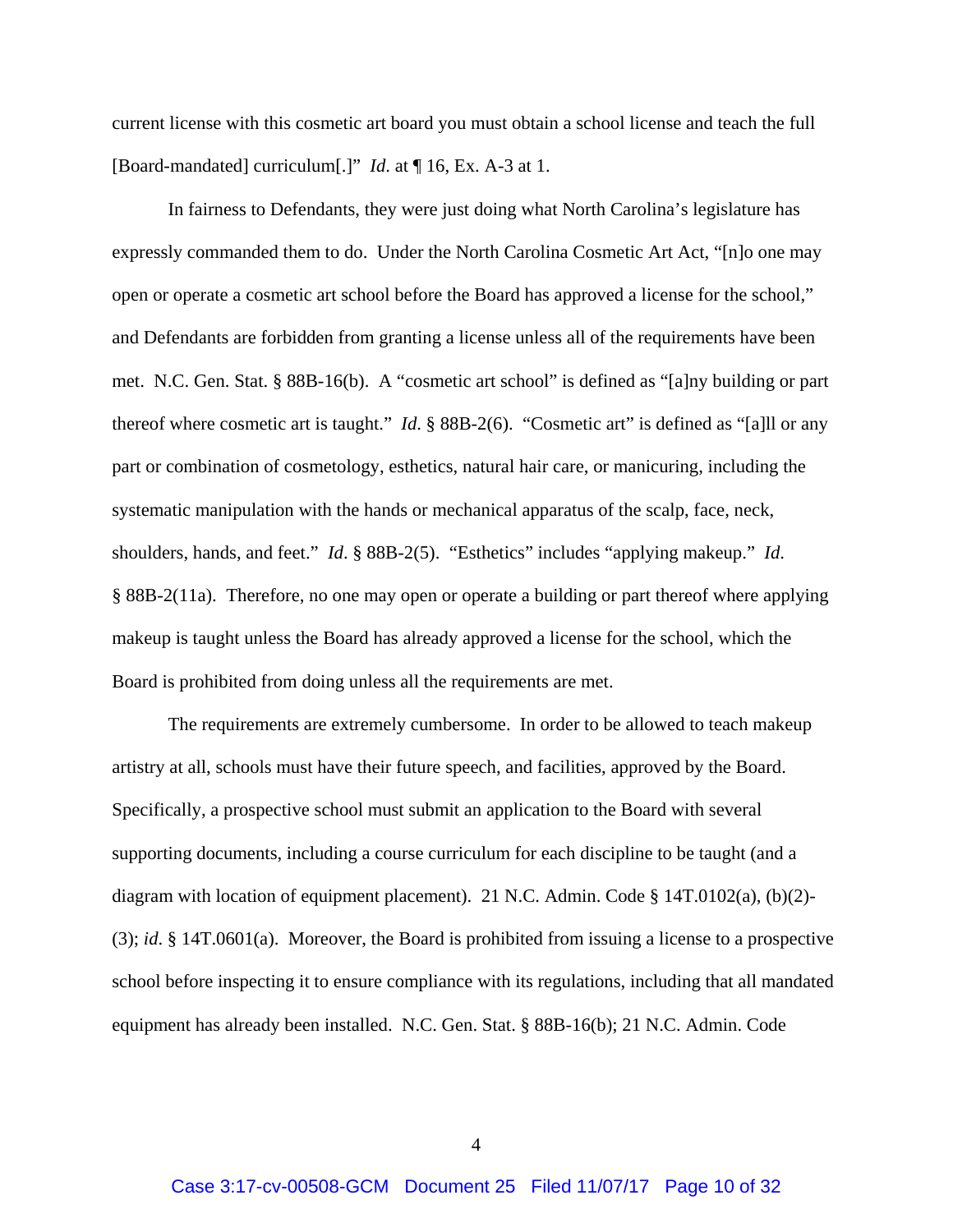current license with this cosmetic art board you must obtain a school license and teach the full [Board-mandated] curriculum[.]" *Id*. at ¶ 16, Ex. A-3 at 1.

In fairness to Defendants, they were just doing what North Carolina's legislature has expressly commanded them to do. Under the North Carolina Cosmetic Art Act, "[n]o one may open or operate a cosmetic art school before the Board has approved a license for the school," and Defendants are forbidden from granting a license unless all of the requirements have been met. N.C. Gen. Stat. § 88B-16(b). A "cosmetic art school" is defined as "[a]ny building or part thereof where cosmetic art is taught." *Id*. § 88B-2(6). "Cosmetic art" is defined as "[a]ll or any part or combination of cosmetology, esthetics, natural hair care, or manicuring, including the systematic manipulation with the hands or mechanical apparatus of the scalp, face, neck, shoulders, hands, and feet." *Id*. § 88B-2(5). "Esthetics" includes "applying makeup." *Id*. § 88B-2(11a). Therefore, no one may open or operate a building or part thereof where applying makeup is taught unless the Board has already approved a license for the school, which the Board is prohibited from doing unless all the requirements are met.

The requirements are extremely cumbersome. In order to be allowed to teach makeup artistry at all, schools must have their future speech, and facilities, approved by the Board. Specifically, a prospective school must submit an application to the Board with several supporting documents, including a course curriculum for each discipline to be taught (and a diagram with location of equipment placement). 21 N.C. Admin. Code § 14T.0102(a), (b)(2)-(3); *id*. § 14T.0601(a). Moreover, the Board is prohibited from issuing a license to a prospective school before inspecting it to ensure compliance with its regulations, including that all mandated equipment has already been installed. N.C. Gen. Stat. § 88B-16(b); 21 N.C. Admin. Code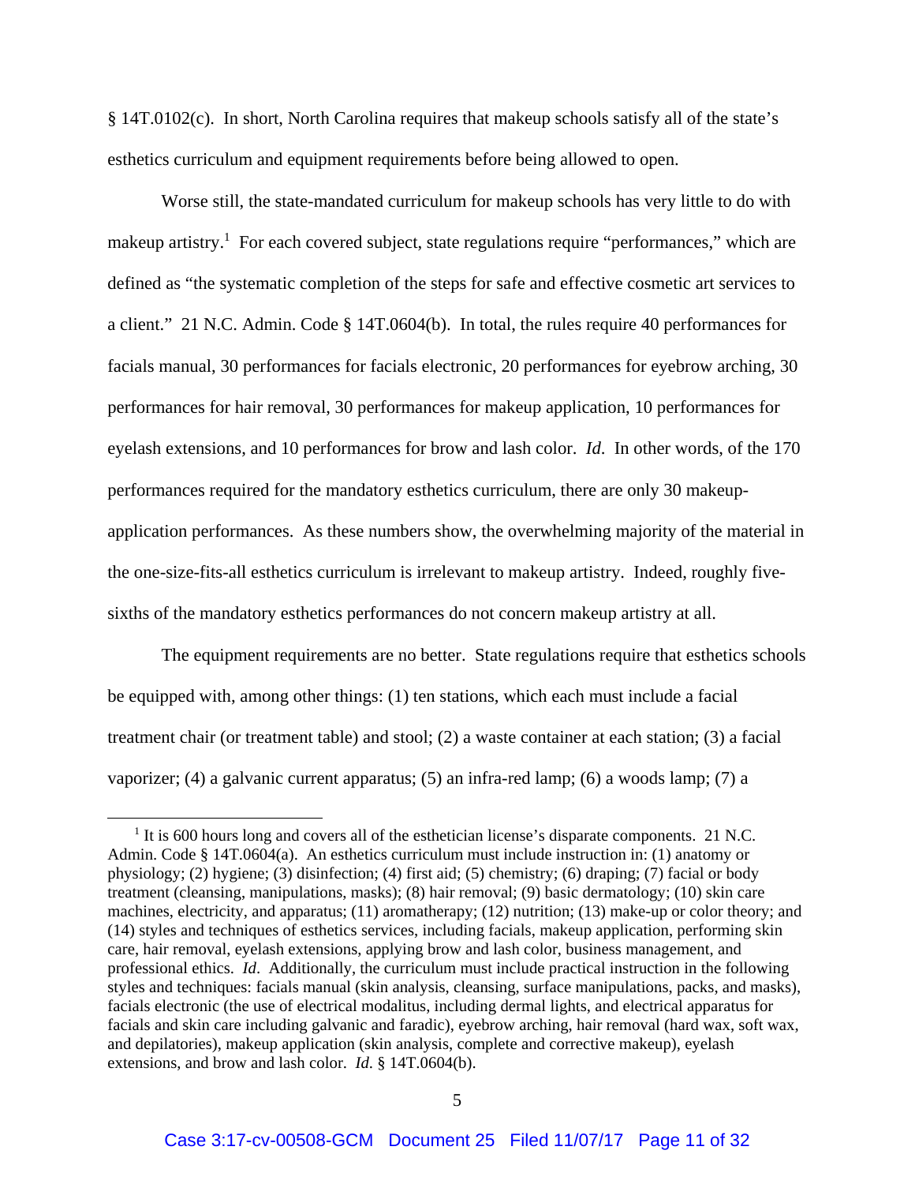§ 14T.0102(c). In short, North Carolina requires that makeup schools satisfy all of the state's esthetics curriculum and equipment requirements before being allowed to open.

Worse still, the state-mandated curriculum for makeup schools has very little to do with makeup artistry.[1] For each covered subject, state regulations require "performances," which are defined as "the systematic completion of the steps for safe and effective cosmetic art services to a client." 21 N.C. Admin. Code § 14T.0604(b). In total, the rules require 40 performances for facials manual, 30 performances for facials electronic, 20 performances for eyebrow arching, 30 performances for hair removal, 30 performances for makeup application, 10 performances for eyelash extensions, and 10 performances for brow and lash color. *Id*. In other words, of the 170 performances required for the mandatory esthetics curriculum, there are only 30 makeup-application performances. As these numbers show, the overwhelming majority of the material in the one-size-fits-all esthetics curriculum is irrelevant to makeup artistry. Indeed, roughly five-sixths of the mandatory esthetics performances do not concern makeup artistry at all.

The equipment requirements are no better. State regulations require that esthetics schools be equipped with, among other things: (1) ten stations, which each must include a facial treatment chair (or treatment table) and stool; (2) a waste container at each station; (3) a facial vaporizer; (4) a galvanic current apparatus; (5) an infra-red lamp; (6) a woods lamp; (7) a

[1] It is 600 hours long and covers all of the esthetician license's disparate components. 21 N.C. Admin. Code § 14T.0604(a). An esthetics curriculum must include instruction in: (1) anatomy or physiology; (2) hygiene; (3) disinfection; (4) first aid; (5) chemistry; (6) draping; (7) facial or body treatment (cleansing, manipulations, masks); (8) hair removal; (9) basic dermatology; (10) skin care machines, electricity, and apparatus; (11) aromatherapy; (12) nutrition; (13) make-up or color theory; and (14) styles and techniques of esthetics services, including facials, makeup application, performing skin care, hair removal, eyelash extensions, applying brow and lash color, business management, and professional ethics. *Id*. Additionally, the curriculum must include practical instruction in the following styles and techniques: facials manual (skin analysis, cleansing, surface manipulations, packs, and masks), facials electronic (the use of electrical modalitus, including dermal lights, and electrical apparatus for facials and skin care including galvanic and faradic), eyebrow arching, hair removal (hard wax, soft wax, and depilatories), makeup application (skin analysis, complete and corrective makeup), eyelash extensions, and brow and lash color. *Id.* § 14T.0604(b).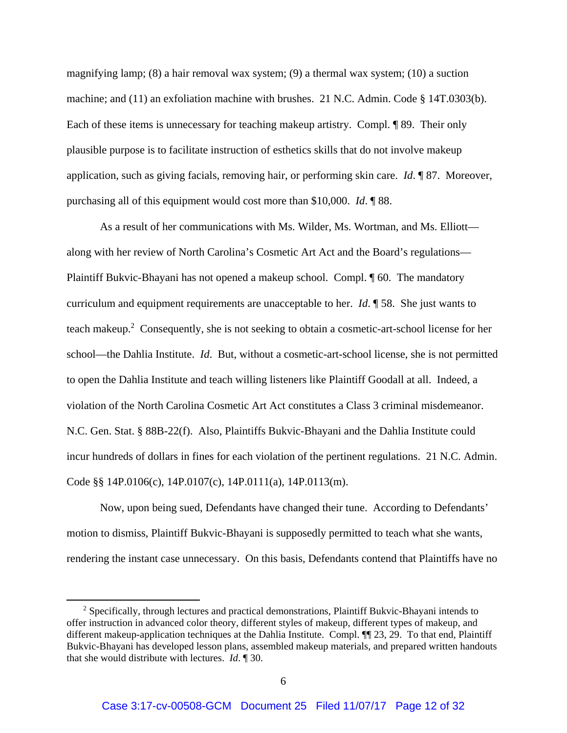magnifying lamp; (8) a hair removal wax system; (9) a thermal wax system; (10) a suction machine; and (11) an exfoliation machine with brushes. 21 N.C. Admin. Code § 14T.0303(b). Each of these items is unnecessary for teaching makeup artistry. Compl. ¶ 89. Their only plausible purpose is to facilitate instruction of esthetics skills that do not involve makeup application, such as giving facials, removing hair, or performing skin care. *Id*. ¶ 87. Moreover, purchasing all of this equipment would cost more than $10,000. *Id*. ¶ 88.

As a result of her communications with Ms. Wilder, Ms. Wortman, and Ms. Elliott—along with her review of North Carolina's Cosmetic Art Act and the Board's regulations—Plaintiff Bukvic-Bhayani has not opened a makeup school. Compl. ¶ 60. The mandatory curriculum and equipment requirements are unacceptable to her. *Id*. ¶ 58. She just wants to teach makeup.[2] Consequently, she is not seeking to obtain a cosmetic-art-school license for her school—the Dahlia Institute. *Id*. But, without a cosmetic-art-school license, she is not permitted to open the Dahlia Institute and teach willing listeners like Plaintiff Goodall at all. Indeed, a violation of the North Carolina Cosmetic Art Act constitutes a Class 3 criminal misdemeanor. N.C. Gen. Stat. § 88B-22(f). Also, Plaintiffs Bukvic-Bhayani and the Dahlia Institute could incur hundreds of dollars in fines for each violation of the pertinent regulations. 21 N.C. Admin. Code §§ 14P.0106(c), 14P.0107(c), 14P.0111(a), 14P.0113(m).

Now, upon being sued, Defendants have changed their tune. According to Defendants' motion to dismiss, Plaintiff Bukvic-Bhayani is supposedly permitted to teach what she wants, rendering the instant case unnecessary. On this basis, Defendants contend that Plaintiffs have no

[2] Specifically, through lectures and practical demonstrations, Plaintiff Bukvic-Bhayani intends to offer instruction in advanced color theory, different styles of makeup, different types of makeup, and different makeup-application techniques at the Dahlia Institute. Compl. ¶¶ 23, 29. To that end, Plaintiff Bukvic-Bhayani has developed lesson plans, assembled makeup materials, and prepared written handouts that she would distribute with lectures. *Id*. ¶ 30.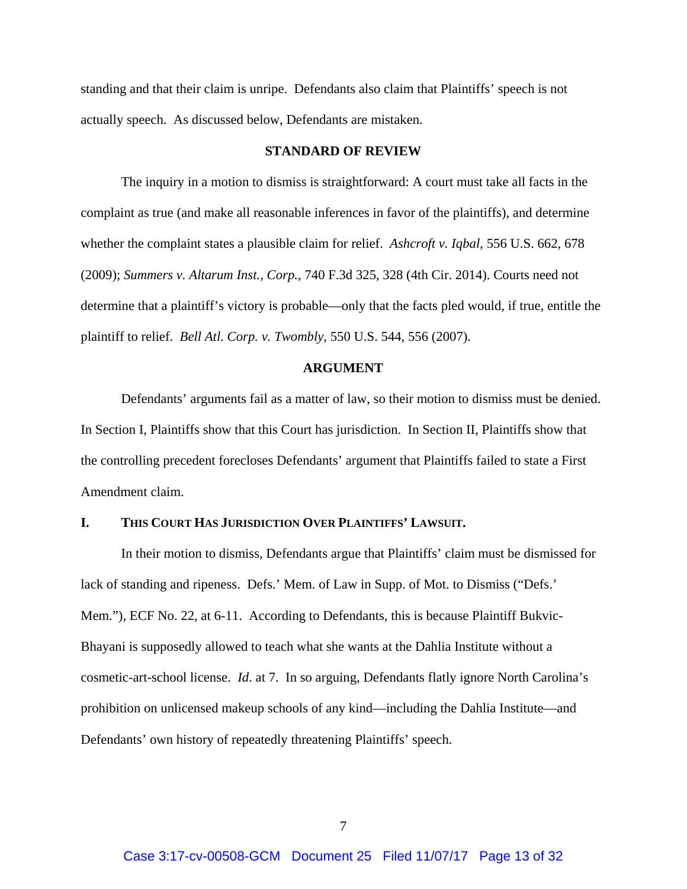standing and that their claim is unripe. Defendants also claim that Plaintiffs' speech is not actually speech. As discussed below, Defendants are mistaken.

## STANDARD OF REVIEW

The inquiry in a motion to dismiss is straightforward: A court must take all facts in the complaint as true (and make all reasonable inferences in favor of the plaintiffs), and determine whether the complaint states a plausible claim for relief. *Ashcroft v. Iqbal*, 556 U.S. 662, 678 (2009); *Summers v. Altarum Inst., Corp.*, 740 F.3d 325, 328 (4th Cir. 2014). Courts need not determine that a plaintiff's victory is probable—only that the facts pled would, if true, entitle the plaintiff to relief. *Bell Atl. Corp. v. Twombly*, 550 U.S. 544, 556 (2007).

## ARGUMENT

Defendants' arguments fail as a matter of law, so their motion to dismiss must be denied. In Section I, Plaintiffs show that this Court has jurisdiction. In Section II, Plaintiffs show that the controlling precedent forecloses Defendants' argument that Plaintiffs failed to state a First Amendment claim.

### I. THIS COURT HAS JURISDICTION OVER PLAINTIFFS' LAWSUIT.

In their motion to dismiss, Defendants argue that Plaintiffs' claim must be dismissed for lack of standing and ripeness. Defs.' Mem. of Law in Supp. of Mot. to Dismiss ("Defs.' Mem."), ECF No. 22, at 6-11. According to Defendants, this is because Plaintiff Bukvic-Bhayani is supposedly allowed to teach what she wants at the Dahlia Institute without a cosmetic-art-school license. *Id*. at 7. In so arguing, Defendants flatly ignore North Carolina's prohibition on unlicensed makeup schools of any kind—including the Dahlia Institute—and Defendants' own history of repeatedly threatening Plaintiffs' speech.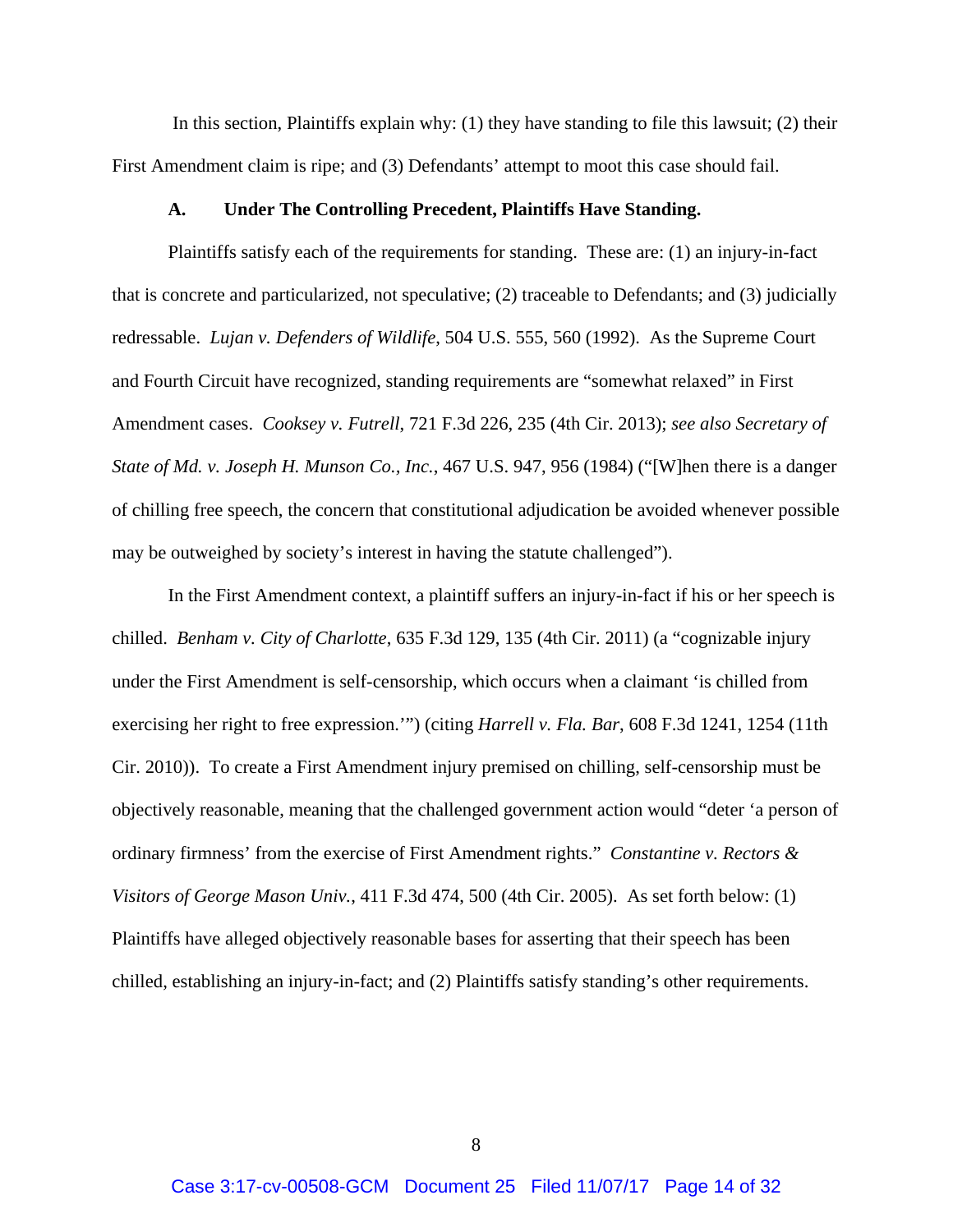In this section, Plaintiffs explain why: (1) they have standing to file this lawsuit; (2) their First Amendment claim is ripe; and (3) Defendants' attempt to moot this case should fail.

### A. Under The Controlling Precedent, Plaintiffs Have Standing.

Plaintiffs satisfy each of the requirements for standing. These are: (1) an injury-in-fact that is concrete and particularized, not speculative; (2) traceable to Defendants; and (3) judicially redressable. *Lujan v. Defenders of Wildlife*, 504 U.S. 555, 560 (1992). As the Supreme Court and Fourth Circuit have recognized, standing requirements are "somewhat relaxed" in First Amendment cases. *Cooksey v. Futrell*, 721 F.3d 226, 235 (4th Cir. 2013); *see also Secretary of State of Md. v. Joseph H. Munson Co., Inc.*, 467 U.S. 947, 956 (1984) ("[W]hen there is a danger of chilling free speech, the concern that constitutional adjudication be avoided whenever possible may be outweighed by society's interest in having the statute challenged").

In the First Amendment context, a plaintiff suffers an injury-in-fact if his or her speech is chilled. *Benham v. City of Charlotte*, 635 F.3d 129, 135 (4th Cir. 2011) (a "cognizable injury under the First Amendment is self-censorship, which occurs when a claimant 'is chilled from exercising her right to free expression.'") (citing *Harrell v. Fla. Bar*, 608 F.3d 1241, 1254 (11th Cir. 2010)). To create a First Amendment injury premised on chilling, self-censorship must be objectively reasonable, meaning that the challenged government action would "deter 'a person of ordinary firmness' from the exercise of First Amendment rights." *Constantine v. Rectors & Visitors of George Mason Univ.*, 411 F.3d 474, 500 (4th Cir. 2005). As set forth below: (1) Plaintiffs have alleged objectively reasonable bases for asserting that their speech has been chilled, establishing an injury-in-fact; and (2) Plaintiffs satisfy standing's other requirements.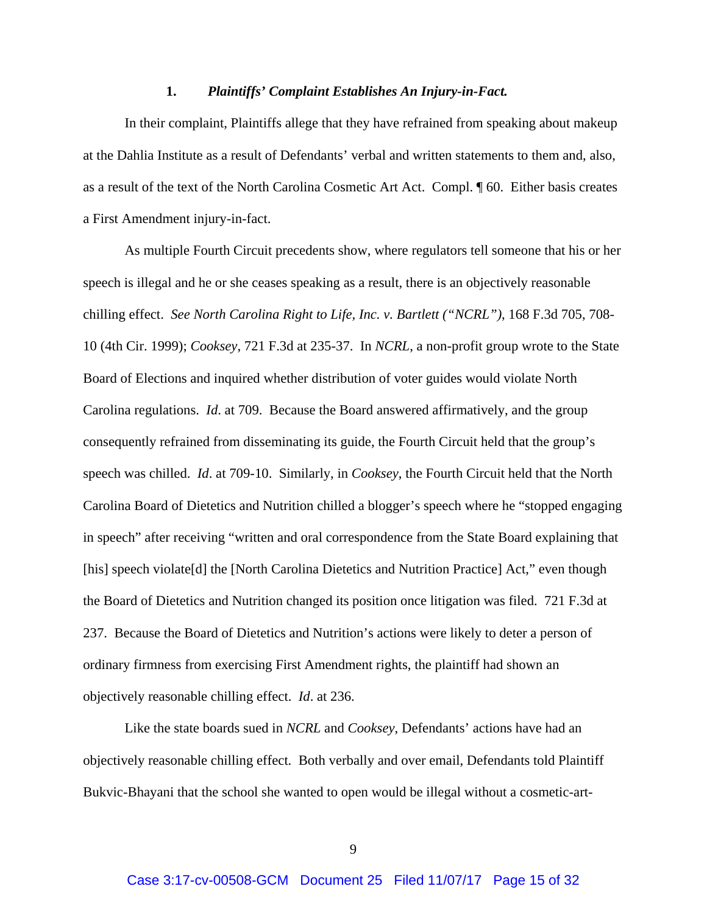### 1. *Plaintiffs' Complaint Establishes An Injury-in-Fact.*

In their complaint, Plaintiffs allege that they have refrained from speaking about makeup at the Dahlia Institute as a result of Defendants' verbal and written statements to them and, also, as a result of the text of the North Carolina Cosmetic Art Act. Compl. ¶ 60. Either basis creates a First Amendment injury-in-fact.

As multiple Fourth Circuit precedents show, where regulators tell someone that his or her speech is illegal and he or she ceases speaking as a result, there is an objectively reasonable chilling effect. *See North Carolina Right to Life, Inc. v. Bartlett ("NCRL")*, 168 F.3d 705, 708-10 (4th Cir. 1999); *Cooksey*, 721 F.3d at 235-37. In *NCRL*, a non-profit group wrote to the State Board of Elections and inquired whether distribution of voter guides would violate North Carolina regulations. *Id*. at 709. Because the Board answered affirmatively, and the group consequently refrained from disseminating its guide, the Fourth Circuit held that the group's speech was chilled. *Id*. at 709-10. Similarly, in *Cooksey*, the Fourth Circuit held that the North Carolina Board of Dietetics and Nutrition chilled a blogger's speech where he "stopped engaging in speech" after receiving "written and oral correspondence from the State Board explaining that [his] speech violate[d] the [North Carolina Dietetics and Nutrition Practice] Act," even though the Board of Dietetics and Nutrition changed its position once litigation was filed. 721 F.3d at 237. Because the Board of Dietetics and Nutrition's actions were likely to deter a person of ordinary firmness from exercising First Amendment rights, the plaintiff had shown an objectively reasonable chilling effect. *Id*. at 236.

Like the state boards sued in *NCRL* and *Cooksey*, Defendants' actions have had an objectively reasonable chilling effect. Both verbally and over email, Defendants told Plaintiff Bukvic-Bhayani that the school she wanted to open would be illegal without a cosmetic-art-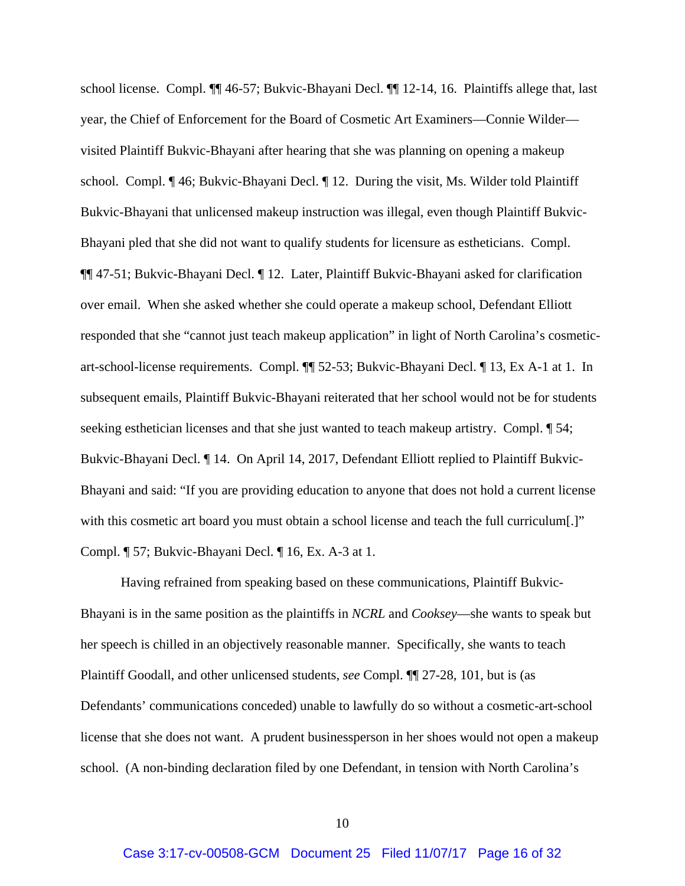school license. Compl. ¶¶ 46-57; Bukvic-Bhayani Decl. ¶¶ 12-14, 16. Plaintiffs allege that, last year, the Chief of Enforcement for the Board of Cosmetic Art Examiners—Connie Wilder—visited Plaintiff Bukvic-Bhayani after hearing that she was planning on opening a makeup school. Compl. ¶ 46; Bukvic-Bhayani Decl. ¶ 12. During the visit, Ms. Wilder told Plaintiff Bukvic-Bhayani that unlicensed makeup instruction was illegal, even though Plaintiff Bukvic-Bhayani pled that she did not want to qualify students for licensure as estheticians. Compl. ¶¶ 47-51; Bukvic-Bhayani Decl. ¶ 12. Later, Plaintiff Bukvic-Bhayani asked for clarification over email. When she asked whether she could operate a makeup school, Defendant Elliott responded that she "cannot just teach makeup application" in light of North Carolina's cosmetic-art-school-license requirements. Compl. ¶¶ 52-53; Bukvic-Bhayani Decl. ¶ 13, Ex A-1 at 1. In subsequent emails, Plaintiff Bukvic-Bhayani reiterated that her school would not be for students seeking esthetician licenses and that she just wanted to teach makeup artistry. Compl. ¶ 54; Bukvic-Bhayani Decl. ¶ 14. On April 14, 2017, Defendant Elliott replied to Plaintiff Bukvic-Bhayani and said: "If you are providing education to anyone that does not hold a current license with this cosmetic art board you must obtain a school license and teach the full curriculum[.]" Compl. ¶ 57; Bukvic-Bhayani Decl. ¶ 16, Ex. A-3 at 1.

Having refrained from speaking based on these communications, Plaintiff Bukvic-Bhayani is in the same position as the plaintiffs in *NCRL* and *Cooksey*—she wants to speak but her speech is chilled in an objectively reasonable manner. Specifically, she wants to teach Plaintiff Goodall, and other unlicensed students, *see* Compl. ¶¶ 27-28, 101, but is (as Defendants' communications conceded) unable to lawfully do so without a cosmetic-art-school license that she does not want. A prudent businessperson in her shoes would not open a makeup school. (A non-binding declaration filed by one Defendant, in tension with North Carolina's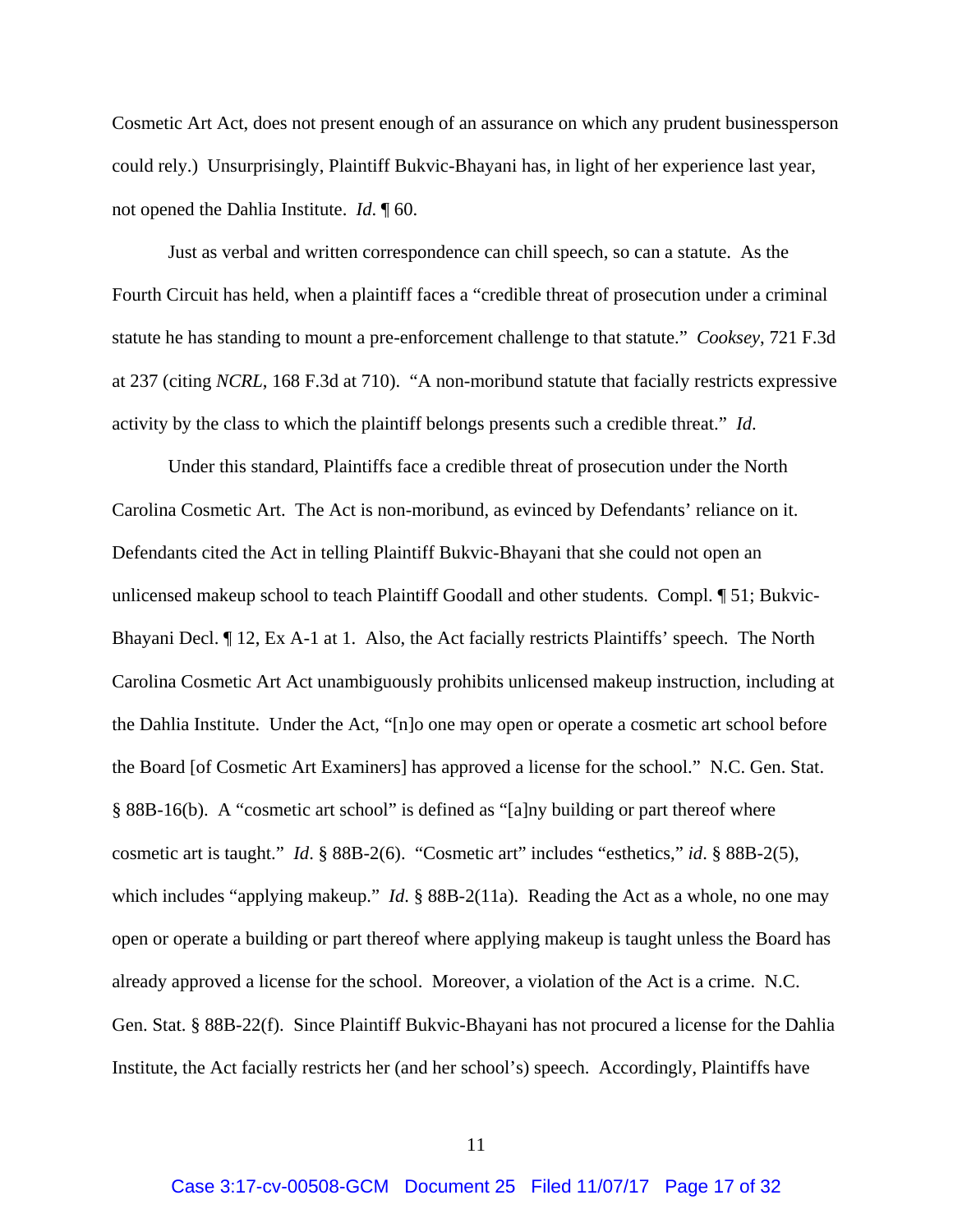Cosmetic Art Act, does not present enough of an assurance on which any prudent businessperson could rely.) Unsurprisingly, Plaintiff Bukvic-Bhayani has, in light of her experience last year, not opened the Dahlia Institute. *Id*. ¶ 60.

Just as verbal and written correspondence can chill speech, so can a statute. As the Fourth Circuit has held, when a plaintiff faces a "credible threat of prosecution under a criminal statute he has standing to mount a pre-enforcement challenge to that statute." *Cooksey*, 721 F.3d at 237 (citing *NCRL*, 168 F.3d at 710). "A non-moribund statute that facially restricts expressive activity by the class to which the plaintiff belongs presents such a credible threat." *Id*.

Under this standard, Plaintiffs face a credible threat of prosecution under the North Carolina Cosmetic Art. The Act is non-moribund, as evinced by Defendants' reliance on it. Defendants cited the Act in telling Plaintiff Bukvic-Bhayani that she could not open an unlicensed makeup school to teach Plaintiff Goodall and other students. Compl. ¶ 51; Bukvic-Bhayani Decl. ¶ 12, Ex A-1 at 1. Also, the Act facially restricts Plaintiffs' speech. The North Carolina Cosmetic Art Act unambiguously prohibits unlicensed makeup instruction, including at the Dahlia Institute. Under the Act, "[n]o one may open or operate a cosmetic art school before the Board [of Cosmetic Art Examiners] has approved a license for the school." N.C. Gen. Stat. § 88B-16(b). A "cosmetic art school" is defined as "[a]ny building or part thereof where cosmetic art is taught." *Id*. § 88B-2(6). "Cosmetic art" includes "esthetics," *id*. § 88B-2(5), which includes "applying makeup." *Id*. § 88B-2(11a). Reading the Act as a whole, no one may open or operate a building or part thereof where applying makeup is taught unless the Board has already approved a license for the school. Moreover, a violation of the Act is a crime. N.C. Gen. Stat. § 88B-22(f). Since Plaintiff Bukvic-Bhayani has not procured a license for the Dahlia Institute, the Act facially restricts her (and her school's) speech. Accordingly, Plaintiffs have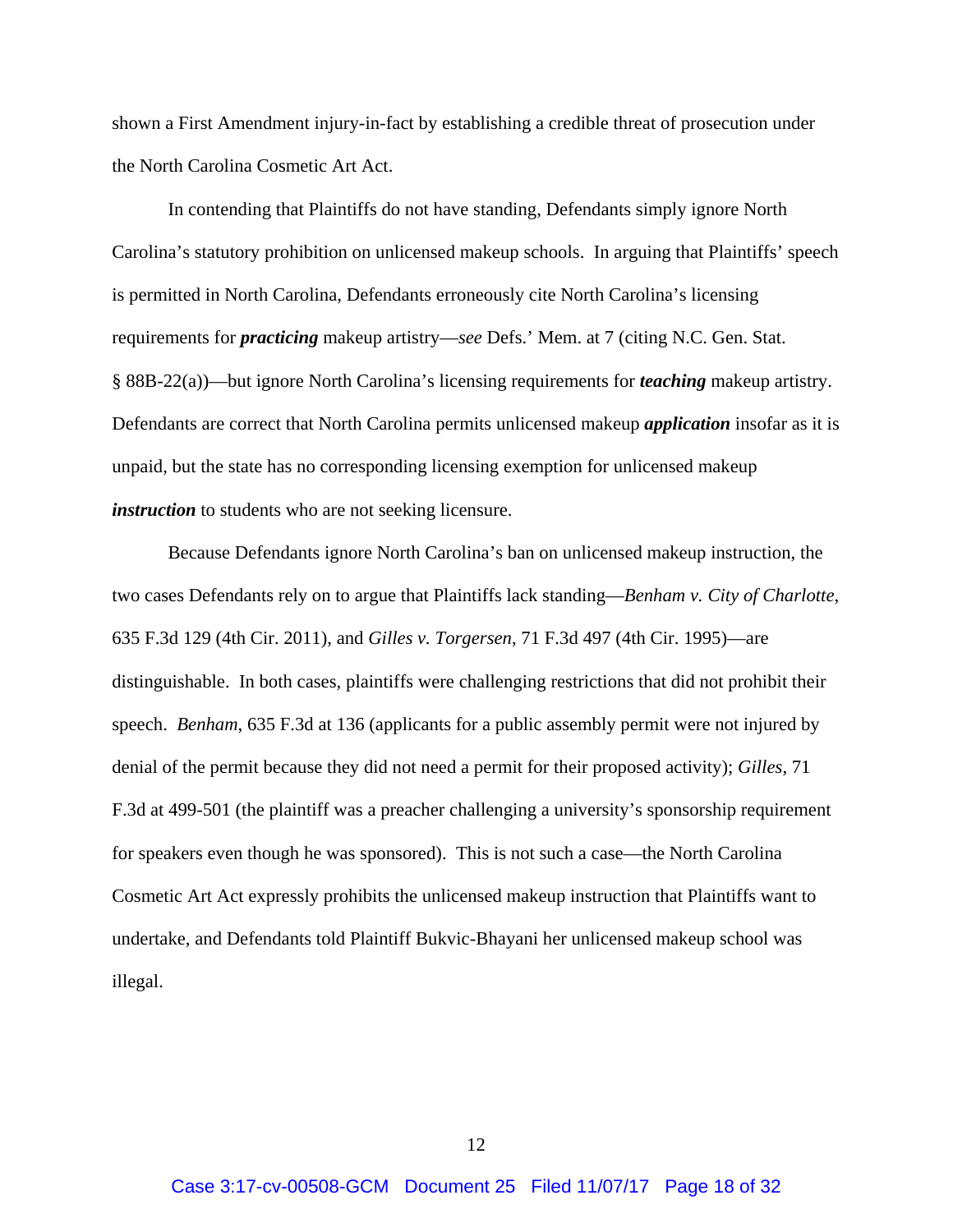shown a First Amendment injury-in-fact by establishing a credible threat of prosecution under the North Carolina Cosmetic Art Act.

In contending that Plaintiffs do not have standing, Defendants simply ignore North Carolina's statutory prohibition on unlicensed makeup schools. In arguing that Plaintiffs' speech is permitted in North Carolina, Defendants erroneously cite North Carolina's licensing requirements for ***practicing*** makeup artistry—*see* Defs.' Mem. at 7 (citing N.C. Gen. Stat. § 88B-22(a))—but ignore North Carolina's licensing requirements for ***teaching*** makeup artistry. Defendants are correct that North Carolina permits unlicensed makeup ***application*** insofar as it is unpaid, but the state has no corresponding licensing exemption for unlicensed makeup ***instruction*** to students who are not seeking licensure.

Because Defendants ignore North Carolina's ban on unlicensed makeup instruction, the two cases Defendants rely on to argue that Plaintiffs lack standing—*Benham v. City of Charlotte*, 635 F.3d 129 (4th Cir. 2011), and *Gilles v. Torgersen*, 71 F.3d 497 (4th Cir. 1995)—are distinguishable. In both cases, plaintiffs were challenging restrictions that did not prohibit their speech. *Benham*, 635 F.3d at 136 (applicants for a public assembly permit were not injured by denial of the permit because they did not need a permit for their proposed activity); *Gilles*, 71 F.3d at 499-501 (the plaintiff was a preacher challenging a university's sponsorship requirement for speakers even though he was sponsored). This is not such a case—the North Carolina Cosmetic Art Act expressly prohibits the unlicensed makeup instruction that Plaintiffs want to undertake, and Defendants told Plaintiff Bukvic-Bhayani her unlicensed makeup school was illegal.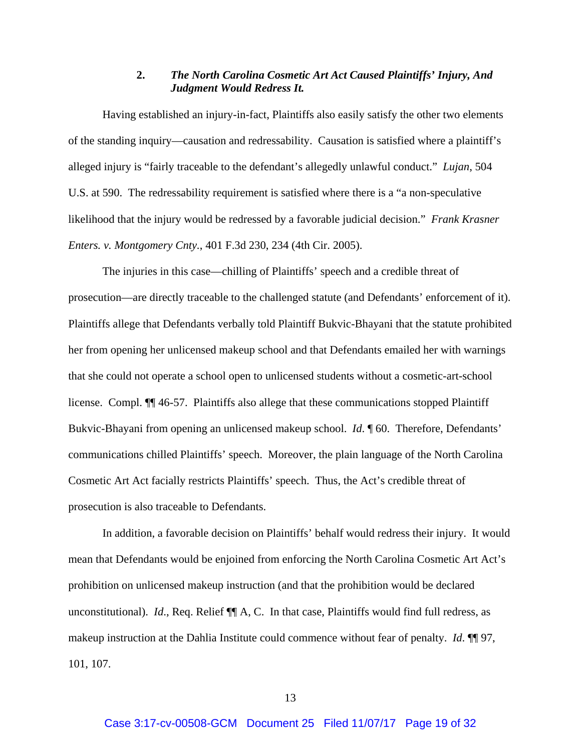### 2. *The North Carolina Cosmetic Art Act Caused Plaintiffs' Injury, And Judgment Would Redress It.*

Having established an injury-in-fact, Plaintiffs also easily satisfy the other two elements of the standing inquiry—causation and redressability. Causation is satisfied where a plaintiff's alleged injury is "fairly traceable to the defendant's allegedly unlawful conduct." *Lujan*, 504 U.S. at 590. The redressability requirement is satisfied where there is a "a non-speculative likelihood that the injury would be redressed by a favorable judicial decision." *Frank Krasner Enters. v. Montgomery Cnty.*, 401 F.3d 230, 234 (4th Cir. 2005).

The injuries in this case—chilling of Plaintiffs' speech and a credible threat of prosecution—are directly traceable to the challenged statute (and Defendants' enforcement of it). Plaintiffs allege that Defendants verbally told Plaintiff Bukvic-Bhayani that the statute prohibited her from opening her unlicensed makeup school and that Defendants emailed her with warnings that she could not operate a school open to unlicensed students without a cosmetic-art-school license. Compl. ¶¶ 46-57. Plaintiffs also allege that these communications stopped Plaintiff Bukvic-Bhayani from opening an unlicensed makeup school. *Id.* ¶ 60. Therefore, Defendants' communications chilled Plaintiffs' speech. Moreover, the plain language of the North Carolina Cosmetic Art Act facially restricts Plaintiffs' speech. Thus, the Act's credible threat of prosecution is also traceable to Defendants.

In addition, a favorable decision on Plaintiffs' behalf would redress their injury. It would mean that Defendants would be enjoined from enforcing the North Carolina Cosmetic Art Act's prohibition on unlicensed makeup instruction (and that the prohibition would be declared unconstitutional). *Id.*, Req. Relief ¶¶ A, C. In that case, Plaintiffs would find full redress, as makeup instruction at the Dahlia Institute could commence without fear of penalty. *Id.* ¶¶ 97, 101, 107.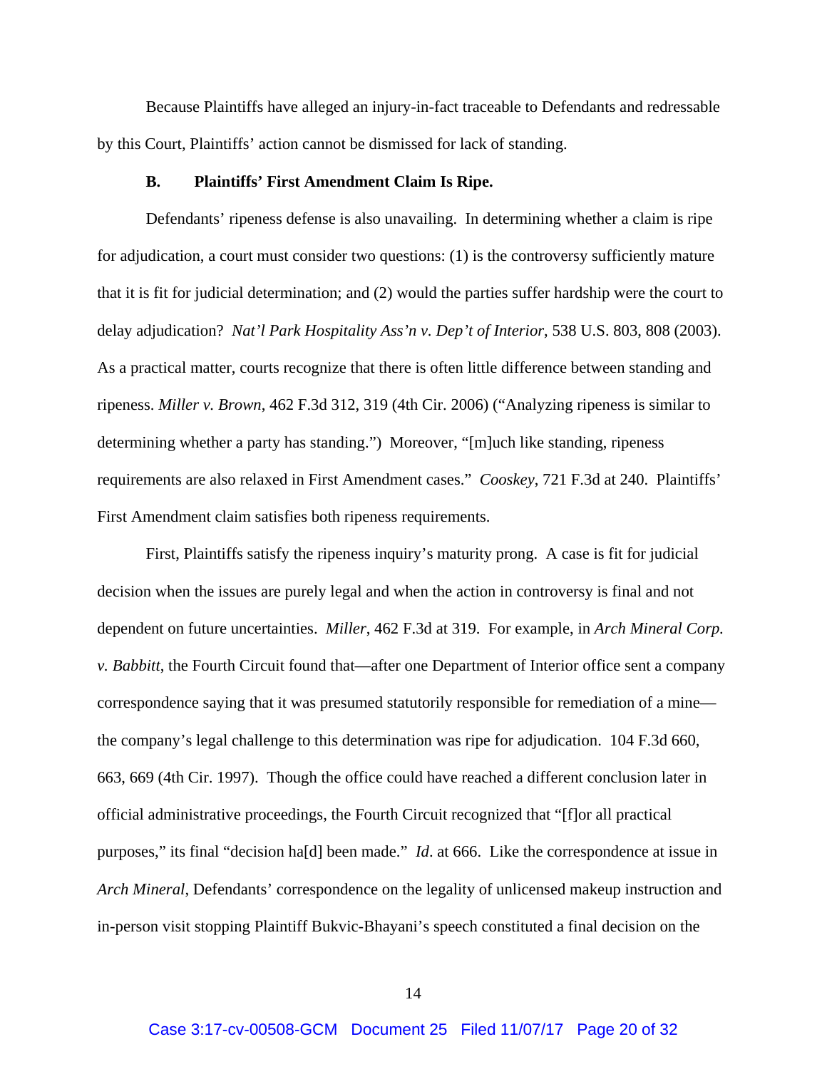Because Plaintiffs have alleged an injury-in-fact traceable to Defendants and redressable by this Court, Plaintiffs' action cannot be dismissed for lack of standing.

### B. Plaintiffs' First Amendment Claim Is Ripe.

Defendants' ripeness defense is also unavailing. In determining whether a claim is ripe for adjudication, a court must consider two questions: (1) is the controversy sufficiently mature that it is fit for judicial determination; and (2) would the parties suffer hardship were the court to delay adjudication? *Nat'l Park Hospitality Ass'n v. Dep't of Interior*, 538 U.S. 803, 808 (2003). As a practical matter, courts recognize that there is often little difference between standing and ripeness. *Miller v. Brown*, 462 F.3d 312, 319 (4th Cir. 2006) ("Analyzing ripeness is similar to determining whether a party has standing.") Moreover, "[m]uch like standing, ripeness requirements are also relaxed in First Amendment cases." *Cooskey*, 721 F.3d at 240. Plaintiffs' First Amendment claim satisfies both ripeness requirements.

First, Plaintiffs satisfy the ripeness inquiry's maturity prong. A case is fit for judicial decision when the issues are purely legal and when the action in controversy is final and not dependent on future uncertainties. *Miller*, 462 F.3d at 319. For example, in *Arch Mineral Corp. v. Babbitt*, the Fourth Circuit found that—after one Department of Interior office sent a company correspondence saying that it was presumed statutorily responsible for remediation of a mine—the company's legal challenge to this determination was ripe for adjudication. 104 F.3d 660, 663, 669 (4th Cir. 1997). Though the office could have reached a different conclusion later in official administrative proceedings, the Fourth Circuit recognized that "[f]or all practical purposes," its final "decision ha[d] been made." *Id*. at 666. Like the correspondence at issue in *Arch Mineral*, Defendants' correspondence on the legality of unlicensed makeup instruction and in-person visit stopping Plaintiff Bukvic-Bhayani's speech constituted a final decision on the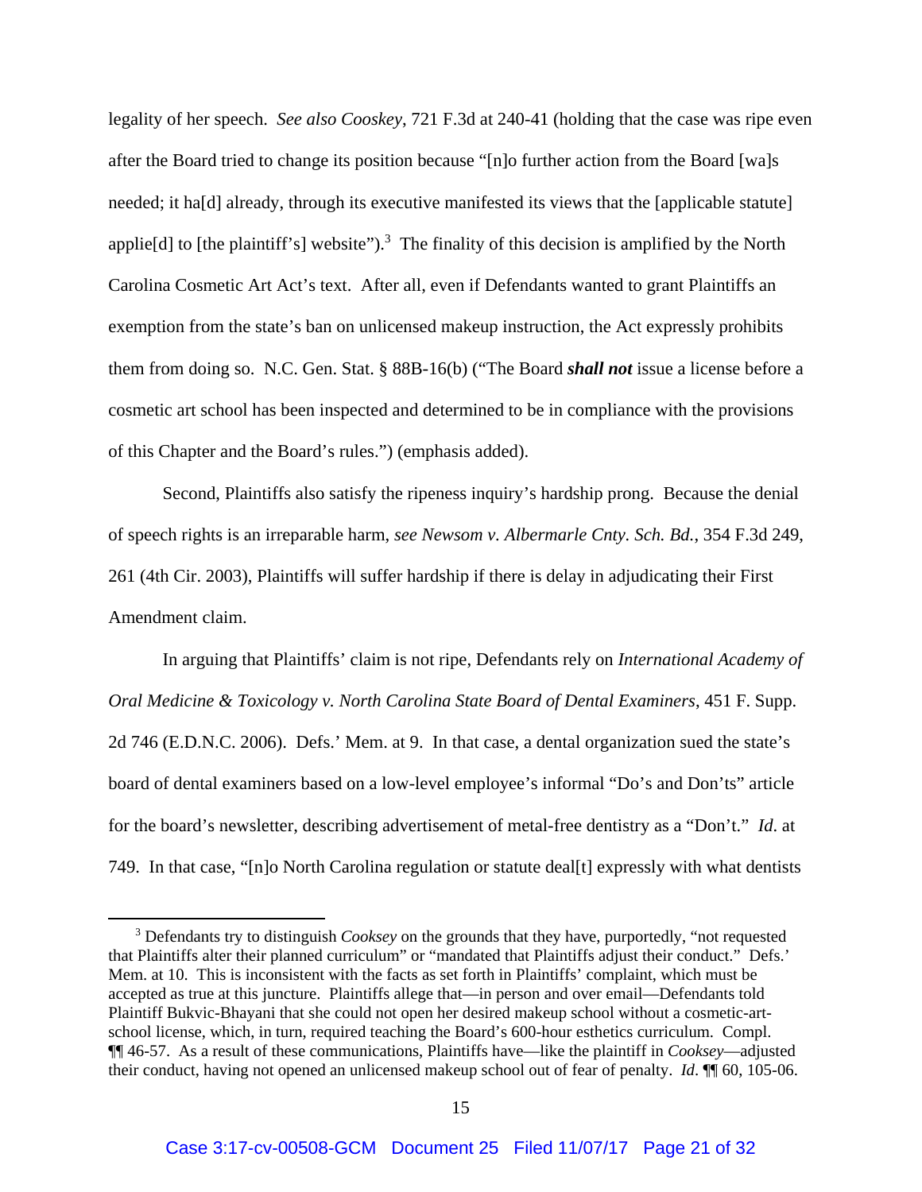legality of her speech. *See also Cooskey*, 721 F.3d at 240-41 (holding that the case was ripe even after the Board tried to change its position because "[n]o further action from the Board [wa]s needed; it ha[d] already, through its executive manifested its views that the [applicable statute] applie[d] to [the plaintiff's] website").[3] The finality of this decision is amplified by the North Carolina Cosmetic Art Act's text. After all, even if Defendants wanted to grant Plaintiffs an exemption from the state's ban on unlicensed makeup instruction, the Act expressly prohibits them from doing so. N.C. Gen. Stat. § 88B-16(b) ("The Board ***shall not*** issue a license before a cosmetic art school has been inspected and determined to be in compliance with the provisions of this Chapter and the Board's rules.") (emphasis added).

Second, Plaintiffs also satisfy the ripeness inquiry's hardship prong. Because the denial of speech rights is an irreparable harm, *see Newsom v. Albermarle Cnty. Sch. Bd.*, 354 F.3d 249, 261 (4th Cir. 2003), Plaintiffs will suffer hardship if there is delay in adjudicating their First Amendment claim.

In arguing that Plaintiffs' claim is not ripe, Defendants rely on *International Academy of Oral Medicine & Toxicology v. North Carolina State Board of Dental Examiners*, 451 F. Supp. 2d 746 (E.D.N.C. 2006). Defs.' Mem. at 9. In that case, a dental organization sued the state's board of dental examiners based on a low-level employee's informal "Do's and Don'ts" article for the board's newsletter, describing advertisement of metal-free dentistry as a "Don't." *Id*. at 749. In that case, "[n]o North Carolina regulation or statute deal[t] expressly with what dentists

---

[3] Defendants try to distinguish *Cooksey* on the grounds that they have, purportedly, "not requested that Plaintiffs alter their planned curriculum" or "mandated that Plaintiffs adjust their conduct." Defs.' Mem. at 10. This is inconsistent with the facts as set forth in Plaintiffs' complaint, which must be accepted as true at this juncture. Plaintiffs allege that—in person and over email—Defendants told Plaintiff Bukvic-Bhayani that she could not open her desired makeup school without a cosmetic-art-school license, which, in turn, required teaching the Board's 600-hour esthetics curriculum. Compl. ¶¶ 46-57. As a result of these communications, Plaintiffs have—like the plaintiff in *Cooksey*—adjusted their conduct, having not opened an unlicensed makeup school out of fear of penalty. *Id*. ¶¶ 60, 105-06.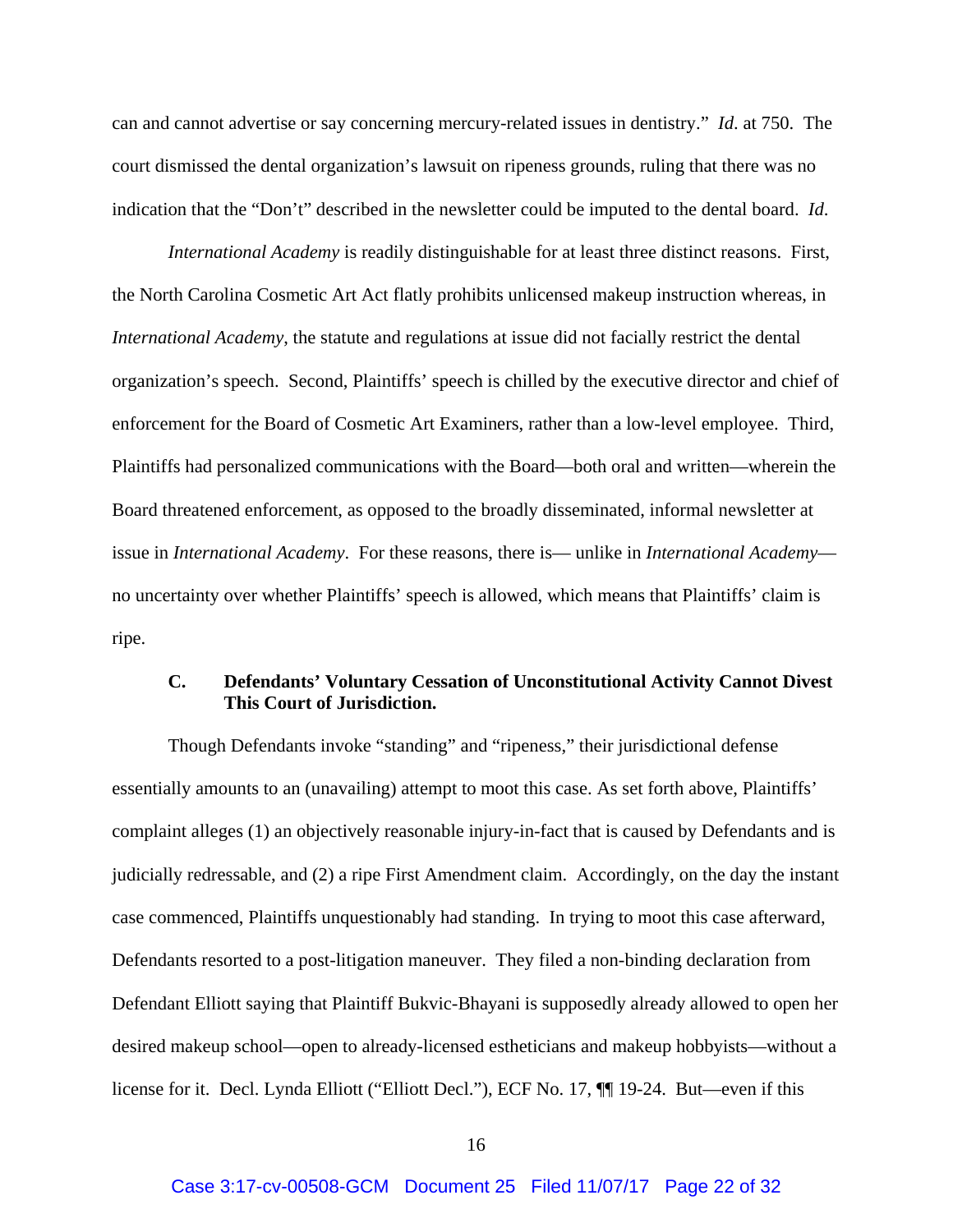can and cannot advertise or say concerning mercury-related issues in dentistry." *Id*. at 750. The court dismissed the dental organization's lawsuit on ripeness grounds, ruling that there was no indication that the "Don't" described in the newsletter could be imputed to the dental board. *Id*.

*International Academy* is readily distinguishable for at least three distinct reasons. First, the North Carolina Cosmetic Art Act flatly prohibits unlicensed makeup instruction whereas, in *International Academy*, the statute and regulations at issue did not facially restrict the dental organization's speech. Second, Plaintiffs' speech is chilled by the executive director and chief of enforcement for the Board of Cosmetic Art Examiners, rather than a low-level employee. Third, Plaintiffs had personalized communications with the Board—both oral and written—wherein the Board threatened enforcement, as opposed to the broadly disseminated, informal newsletter at issue in *International Academy*. For these reasons, there is— unlike in *International Academy*— no uncertainty over whether Plaintiffs' speech is allowed, which means that Plaintiffs' claim is ripe.

### C. Defendants' Voluntary Cessation of Unconstitutional Activity Cannot Divest This Court of Jurisdiction.

Though Defendants invoke "standing" and "ripeness," their jurisdictional defense essentially amounts to an (unavailing) attempt to moot this case. As set forth above, Plaintiffs' complaint alleges (1) an objectively reasonable injury-in-fact that is caused by Defendants and is judicially redressable, and (2) a ripe First Amendment claim. Accordingly, on the day the instant case commenced, Plaintiffs unquestionably had standing. In trying to moot this case afterward, Defendants resorted to a post-litigation maneuver. They filed a non-binding declaration from Defendant Elliott saying that Plaintiff Bukvic-Bhayani is supposedly already allowed to open her desired makeup school—open to already-licensed estheticians and makeup hobbyists—without a license for it. Decl. Lynda Elliott ("Elliott Decl."), ECF No. 17, ¶¶ 19-24. But—even if this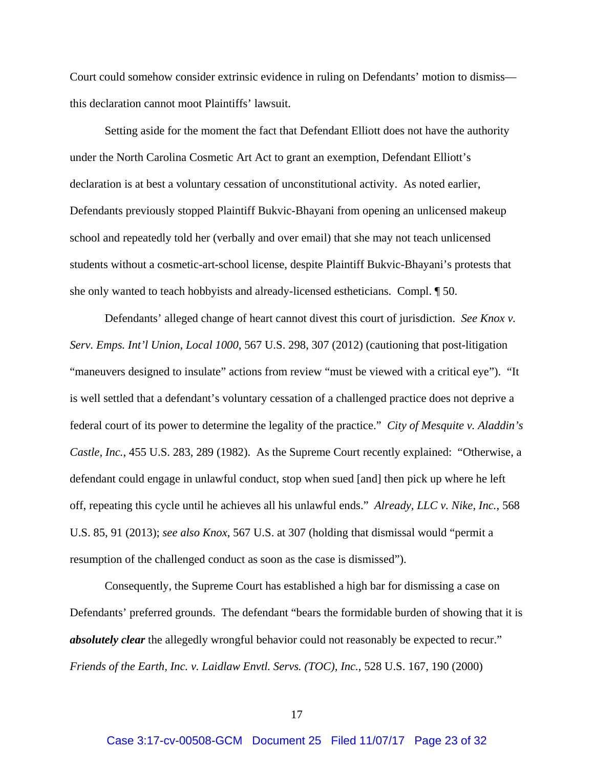Court could somehow consider extrinsic evidence in ruling on Defendants' motion to dismiss—this declaration cannot moot Plaintiffs' lawsuit.

Setting aside for the moment the fact that Defendant Elliott does not have the authority under the North Carolina Cosmetic Art Act to grant an exemption, Defendant Elliott's declaration is at best a voluntary cessation of unconstitutional activity. As noted earlier, Defendants previously stopped Plaintiff Bukvic-Bhayani from opening an unlicensed makeup school and repeatedly told her (verbally and over email) that she may not teach unlicensed students without a cosmetic-art-school license, despite Plaintiff Bukvic-Bhayani's protests that she only wanted to teach hobbyists and already-licensed estheticians. Compl. ¶ 50.

Defendants' alleged change of heart cannot divest this court of jurisdiction. *See Knox v. Serv. Emps. Int'l Union, Local 1000*, 567 U.S. 298, 307 (2012) (cautioning that post-litigation "maneuvers designed to insulate" actions from review "must be viewed with a critical eye"). "It is well settled that a defendant's voluntary cessation of a challenged practice does not deprive a federal court of its power to determine the legality of the practice." *City of Mesquite v. Aladdin's Castle, Inc.*, 455 U.S. 283, 289 (1982). As the Supreme Court recently explained: "Otherwise, a defendant could engage in unlawful conduct, stop when sued [and] then pick up where he left off, repeating this cycle until he achieves all his unlawful ends." *Already, LLC v. Nike, Inc.*, 568 U.S. 85, 91 (2013); *see also Knox*, 567 U.S. at 307 (holding that dismissal would "permit a resumption of the challenged conduct as soon as the case is dismissed").

Consequently, the Supreme Court has established a high bar for dismissing a case on Defendants' preferred grounds. The defendant "bears the formidable burden of showing that it is ***absolutely clear*** the allegedly wrongful behavior could not reasonably be expected to recur." *Friends of the Earth, Inc. v. Laidlaw Envtl. Servs. (TOC), Inc.*, 528 U.S. 167, 190 (2000)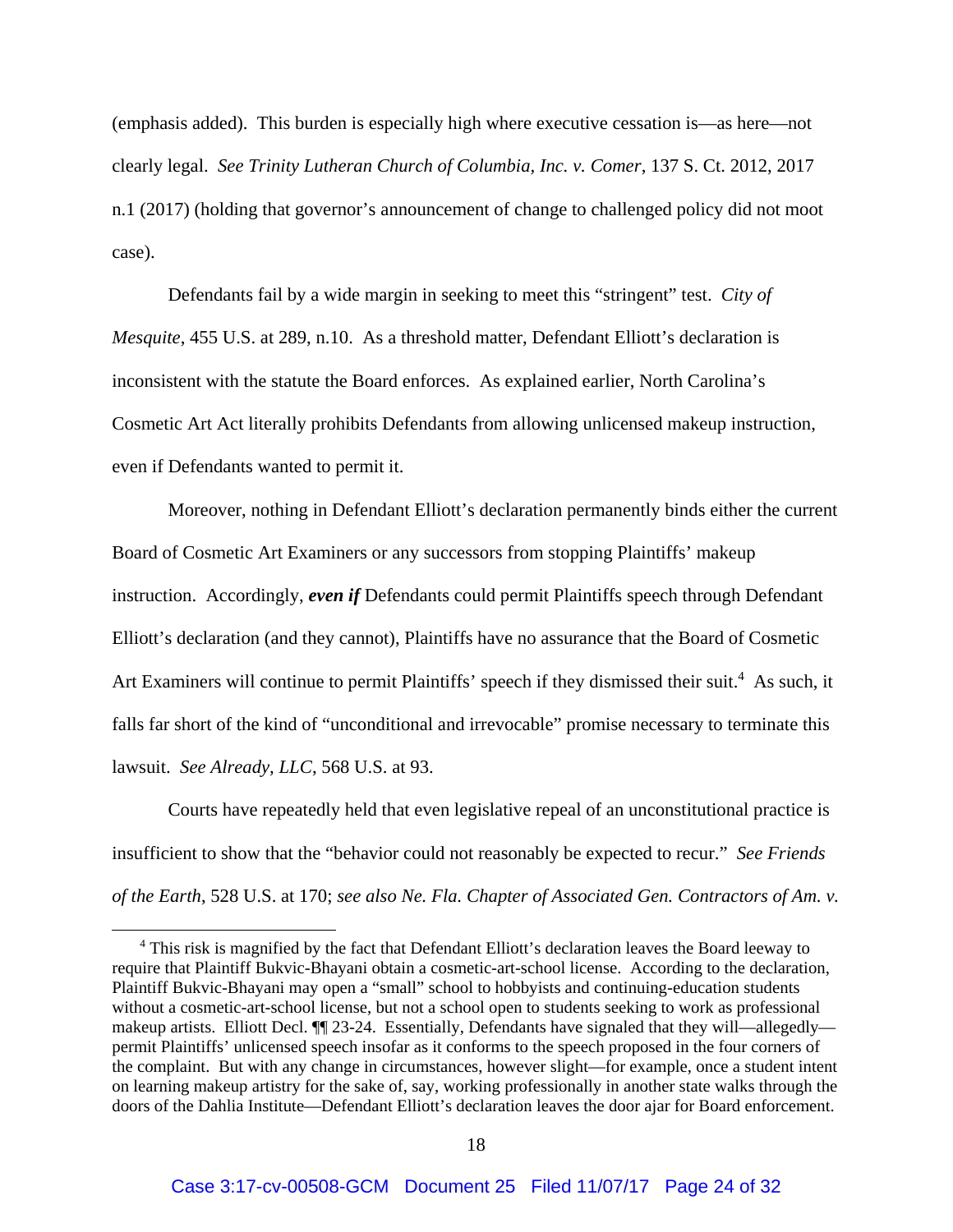(emphasis added). This burden is especially high where executive cessation is—as here—not clearly legal. *See Trinity Lutheran Church of Columbia, Inc. v. Comer*, 137 S. Ct. 2012, 2017 n.1 (2017) (holding that governor's announcement of change to challenged policy did not moot case).

Defendants fail by a wide margin in seeking to meet this "stringent" test. *City of Mesquite*, 455 U.S. at 289, n.10. As a threshold matter, Defendant Elliott's declaration is inconsistent with the statute the Board enforces. As explained earlier, North Carolina's Cosmetic Art Act literally prohibits Defendants from allowing unlicensed makeup instruction, even if Defendants wanted to permit it.

Moreover, nothing in Defendant Elliott's declaration permanently binds either the current Board of Cosmetic Art Examiners or any successors from stopping Plaintiffs' makeup instruction. Accordingly, ***even if*** Defendants could permit Plaintiffs speech through Defendant Elliott's declaration (and they cannot), Plaintiffs have no assurance that the Board of Cosmetic Art Examiners will continue to permit Plaintiffs' speech if they dismissed their suit.[4] As such, it falls far short of the kind of "unconditional and irrevocable" promise necessary to terminate this lawsuit. *See Already, LLC*, 568 U.S. at 93.

Courts have repeatedly held that even legislative repeal of an unconstitutional practice is insufficient to show that the "behavior could not reasonably be expected to recur." *See Friends of the Earth*, 528 U.S. at 170; *see also Ne. Fla. Chapter of Associated Gen. Contractors of Am. v.*

---

[4] This risk is magnified by the fact that Defendant Elliott's declaration leaves the Board leeway to require that Plaintiff Bukvic-Bhayani obtain a cosmetic-art-school license. According to the declaration, Plaintiff Bukvic-Bhayani may open a "small" school to hobbyists and continuing-education students without a cosmetic-art-school license, but not a school open to students seeking to work as professional makeup artists. Elliott Decl. ¶¶ 23-24. Essentially, Defendants have signaled that they will—allegedly—permit Plaintiffs' unlicensed speech insofar as it conforms to the speech proposed in the four corners of the complaint. But with any change in circumstances, however slight—for example, once a student intent on learning makeup artistry for the sake of, say, working professionally in another state walks through the doors of the Dahlia Institute—Defendant Elliott's declaration leaves the door ajar for Board enforcement.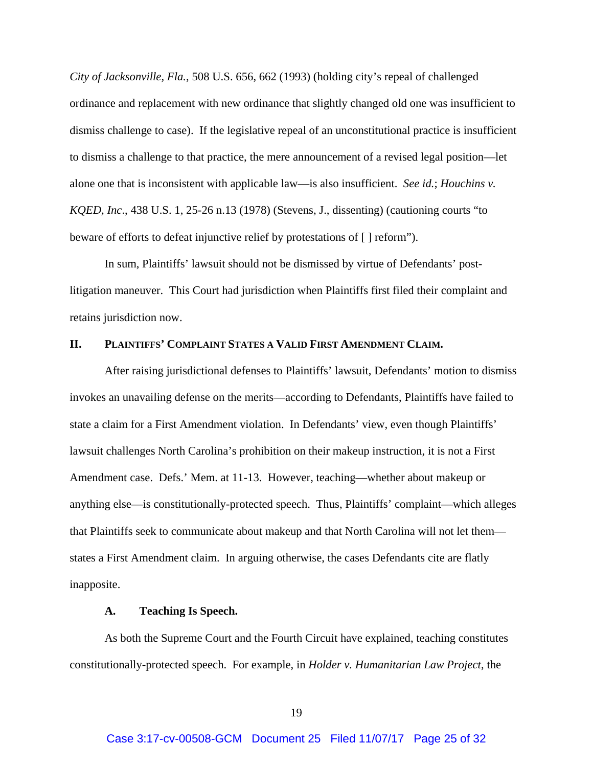*City of Jacksonville, Fla.*, 508 U.S. 656, 662 (1993) (holding city's repeal of challenged ordinance and replacement with new ordinance that slightly changed old one was insufficient to dismiss challenge to case). If the legislative repeal of an unconstitutional practice is insufficient to dismiss a challenge to that practice, the mere announcement of a revised legal position—let alone one that is inconsistent with applicable law—is also insufficient. *See id.*; *Houchins v. KQED, Inc*., 438 U.S. 1, 25-26 n.13 (1978) (Stevens, J., dissenting) (cautioning courts "to beware of efforts to defeat injunctive relief by protestations of [ ] reform").

In sum, Plaintiffs' lawsuit should not be dismissed by virtue of Defendants' post-litigation maneuver. This Court had jurisdiction when Plaintiffs first filed their complaint and retains jurisdiction now.

## II. PLAINTIFFS' COMPLAINT STATES A VALID FIRST AMENDMENT CLAIM.

After raising jurisdictional defenses to Plaintiffs' lawsuit, Defendants' motion to dismiss invokes an unavailing defense on the merits—according to Defendants, Plaintiffs have failed to state a claim for a First Amendment violation. In Defendants' view, even though Plaintiffs' lawsuit challenges North Carolina's prohibition on their makeup instruction, it is not a First Amendment case. Defs.' Mem. at 11-13. However, teaching—whether about makeup or anything else—is constitutionally-protected speech. Thus, Plaintiffs' complaint—which alleges that Plaintiffs seek to communicate about makeup and that North Carolina will not let them—states a First Amendment claim. In arguing otherwise, the cases Defendants cite are flatly inapposite.

### A. Teaching Is Speech.

As both the Supreme Court and the Fourth Circuit have explained, teaching constitutes constitutionally-protected speech. For example, in *Holder v. Humanitarian Law Project*, the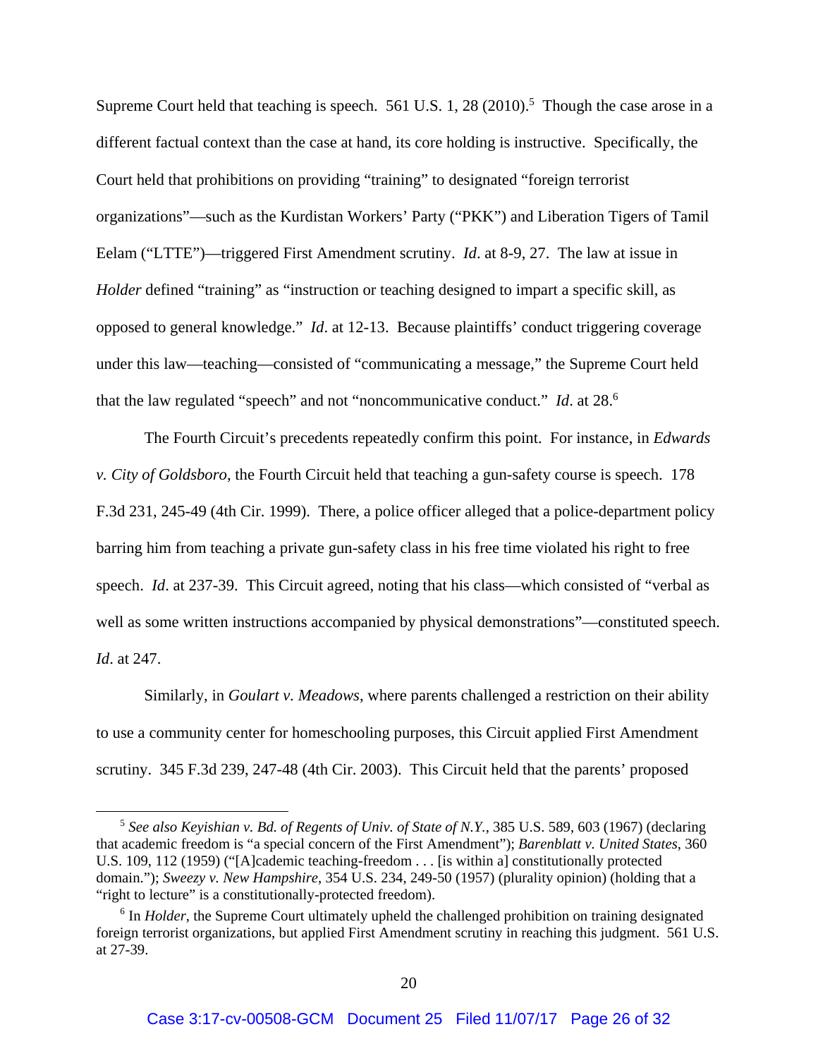Supreme Court held that teaching is speech. 561 U.S. 1, 28 (2010).[5] Though the case arose in a different factual context than the case at hand, its core holding is instructive. Specifically, the Court held that prohibitions on providing "training" to designated "foreign terrorist organizations"—such as the Kurdistan Workers' Party ("PKK") and Liberation Tigers of Tamil Eelam ("LTTE")—triggered First Amendment scrutiny. *Id*. at 8-9, 27. The law at issue in *Holder* defined "training" as "instruction or teaching designed to impart a specific skill, as opposed to general knowledge." *Id*. at 12-13. Because plaintiffs' conduct triggering coverage under this law—teaching—consisted of "communicating a message," the Supreme Court held that the law regulated "speech" and not "noncommunicative conduct." *Id*. at 28.[6]

The Fourth Circuit's precedents repeatedly confirm this point. For instance, in *Edwards v. City of Goldsboro*, the Fourth Circuit held that teaching a gun-safety course is speech. 178 F.3d 231, 245-49 (4th Cir. 1999). There, a police officer alleged that a police-department policy barring him from teaching a private gun-safety class in his free time violated his right to free speech. *Id*. at 237-39. This Circuit agreed, noting that his class—which consisted of "verbal as well as some written instructions accompanied by physical demonstrations"—constituted speech. *Id*. at 247.

Similarly, in *Goulart v. Meadows*, where parents challenged a restriction on their ability to use a community center for homeschooling purposes, this Circuit applied First Amendment scrutiny. 345 F.3d 239, 247-48 (4th Cir. 2003). This Circuit held that the parents' proposed

---

[5] *See also Keyishian v. Bd. of Regents of Univ. of State of N.Y.*, 385 U.S. 589, 603 (1967) (declaring that academic freedom is "a special concern of the First Amendment"); *Barenblatt v. United States*, 360 U.S. 109, 112 (1959) ("[A]cademic teaching-freedom . . . [is within a] constitutionally protected domain."); *Sweezy v. New Hampshire*, 354 U.S. 234, 249-50 (1957) (plurality opinion) (holding that a "right to lecture" is a constitutionally-protected freedom).

[6] In *Holder*, the Supreme Court ultimately upheld the challenged prohibition on training designated foreign terrorist organizations, but applied First Amendment scrutiny in reaching this judgment. 561 U.S. at 27-39.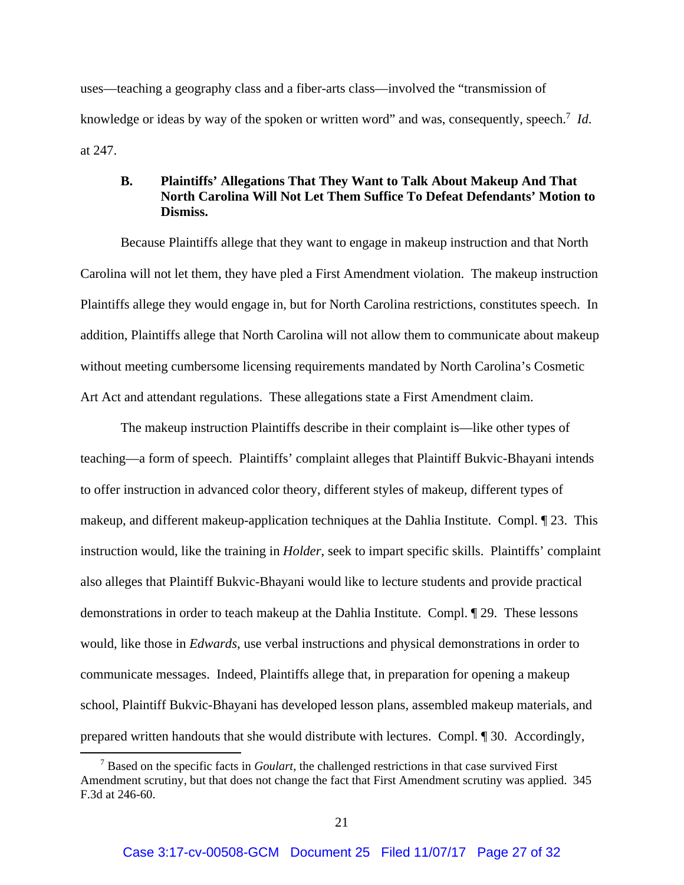uses—teaching a geography class and a fiber-arts class—involved the "transmission of knowledge or ideas by way of the spoken or written word" and was, consequently, speech.[7] *Id.* at 247.

### B. Plaintiffs' Allegations That They Want to Talk About Makeup And That North Carolina Will Not Let Them Suffice To Defeat Defendants' Motion to Dismiss.

Because Plaintiffs allege that they want to engage in makeup instruction and that North Carolina will not let them, they have pled a First Amendment violation. The makeup instruction Plaintiffs allege they would engage in, but for North Carolina restrictions, constitutes speech. In addition, Plaintiffs allege that North Carolina will not allow them to communicate about makeup without meeting cumbersome licensing requirements mandated by North Carolina's Cosmetic Art Act and attendant regulations. These allegations state a First Amendment claim.

The makeup instruction Plaintiffs describe in their complaint is—like other types of teaching—a form of speech. Plaintiffs' complaint alleges that Plaintiff Bukvic-Bhayani intends to offer instruction in advanced color theory, different styles of makeup, different types of makeup, and different makeup-application techniques at the Dahlia Institute. Compl. ¶ 23. This instruction would, like the training in *Holder*, seek to impart specific skills. Plaintiffs' complaint also alleges that Plaintiff Bukvic-Bhayani would like to lecture students and provide practical demonstrations in order to teach makeup at the Dahlia Institute. Compl. ¶ 29. These lessons would, like those in *Edwards*, use verbal instructions and physical demonstrations in order to communicate messages. Indeed, Plaintiffs allege that, in preparation for opening a makeup school, Plaintiff Bukvic-Bhayani has developed lesson plans, assembled makeup materials, and prepared written handouts that she would distribute with lectures. Compl. ¶ 30. Accordingly,

[7] Based on the specific facts in *Goulart*, the challenged restrictions in that case survived First Amendment scrutiny, but that does not change the fact that First Amendment scrutiny was applied. 345 F.3d at 246-60.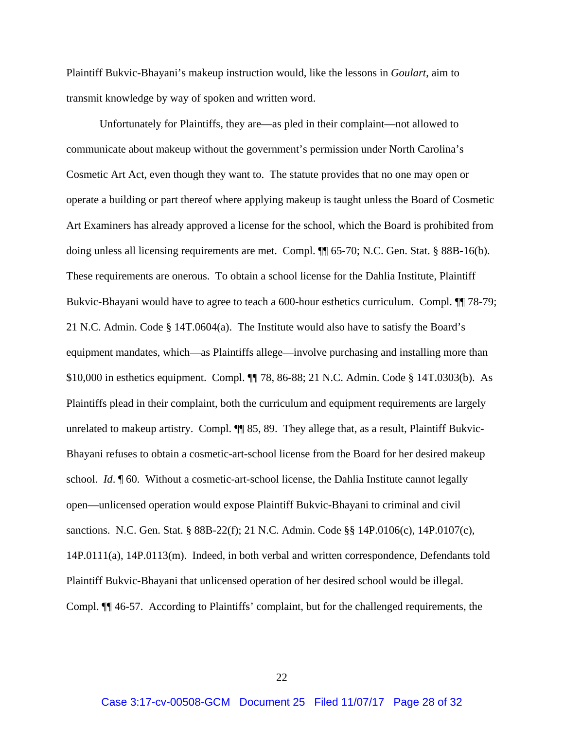Plaintiff Bukvic-Bhayani's makeup instruction would, like the lessons in *Goulart*, aim to transmit knowledge by way of spoken and written word.

Unfortunately for Plaintiffs, they are—as pled in their complaint—not allowed to communicate about makeup without the government's permission under North Carolina's Cosmetic Art Act, even though they want to. The statute provides that no one may open or operate a building or part thereof where applying makeup is taught unless the Board of Cosmetic Art Examiners has already approved a license for the school, which the Board is prohibited from doing unless all licensing requirements are met. Compl. ¶¶ 65-70; N.C. Gen. Stat. § 88B-16(b). These requirements are onerous. To obtain a school license for the Dahlia Institute, Plaintiff Bukvic-Bhayani would have to agree to teach a 600-hour esthetics curriculum. Compl. ¶¶ 78-79; 21 N.C. Admin. Code § 14T.0604(a). The Institute would also have to satisfy the Board's equipment mandates, which—as Plaintiffs allege—involve purchasing and installing more than $10,000 in esthetics equipment. Compl. ¶¶ 78, 86-88; 21 N.C. Admin. Code § 14T.0303(b). As Plaintiffs plead in their complaint, both the curriculum and equipment requirements are largely unrelated to makeup artistry. Compl. ¶¶ 85, 89. They allege that, as a result, Plaintiff Bukvic-Bhayani refuses to obtain a cosmetic-art-school license from the Board for her desired makeup school. *Id*. ¶ 60. Without a cosmetic-art-school license, the Dahlia Institute cannot legally open—unlicensed operation would expose Plaintiff Bukvic-Bhayani to criminal and civil sanctions. N.C. Gen. Stat. § 88B-22(f); 21 N.C. Admin. Code §§ 14P.0106(c), 14P.0107(c), 14P.0111(a), 14P.0113(m). Indeed, in both verbal and written correspondence, Defendants told Plaintiff Bukvic-Bhayani that unlicensed operation of her desired school would be illegal. Compl. ¶¶ 46-57. According to Plaintiffs' complaint, but for the challenged requirements, the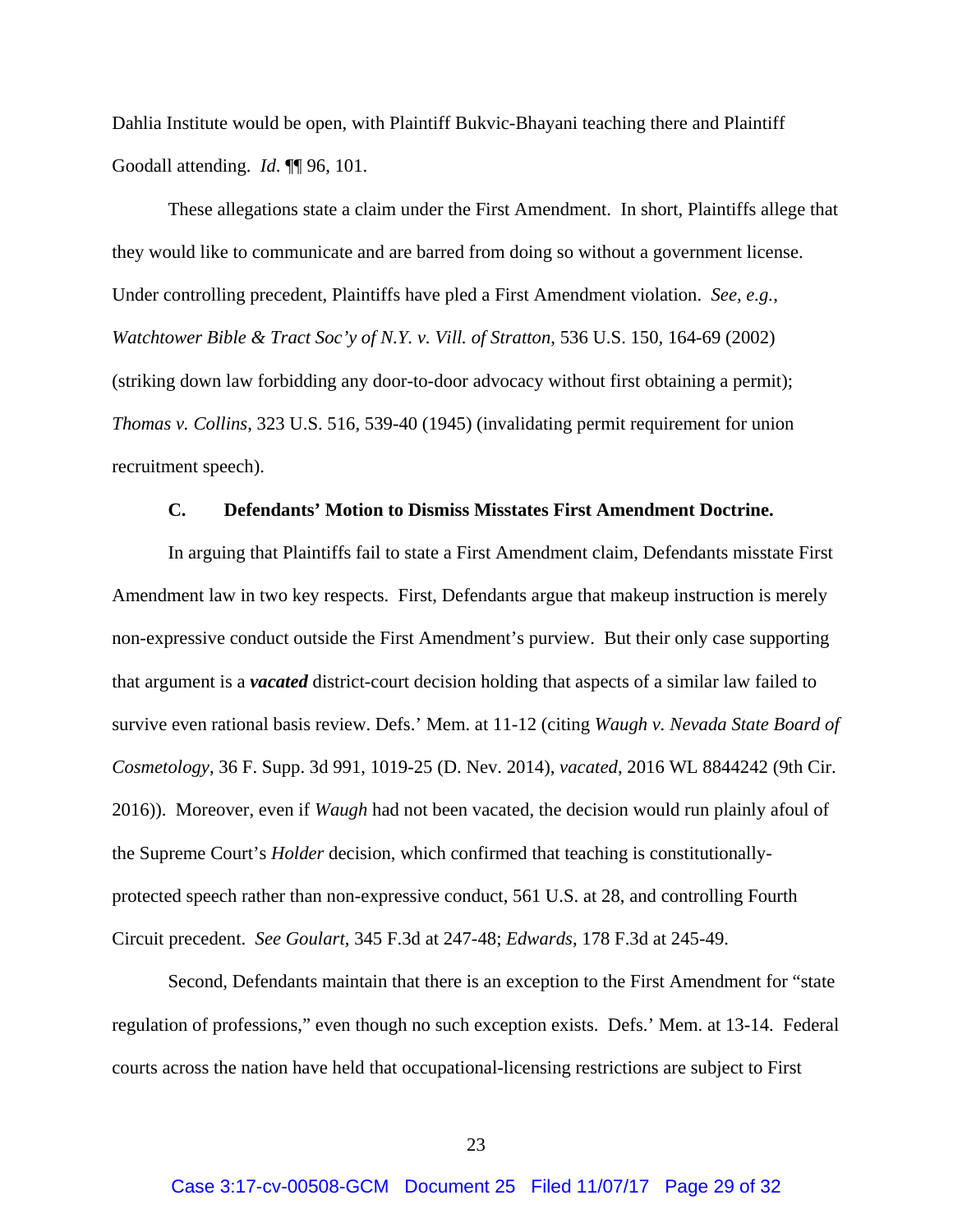Dahlia Institute would be open, with Plaintiff Bukvic-Bhayani teaching there and Plaintiff Goodall attending. *Id*. ¶¶ 96, 101.

These allegations state a claim under the First Amendment. In short, Plaintiffs allege that they would like to communicate and are barred from doing so without a government license. Under controlling precedent, Plaintiffs have pled a First Amendment violation. *See, e.g.*, *Watchtower Bible & Tract Soc'y of N.Y. v. Vill. of Stratton*, 536 U.S. 150, 164-69 (2002) (striking down law forbidding any door-to-door advocacy without first obtaining a permit); *Thomas v. Collins*, 323 U.S. 516, 539-40 (1945) (invalidating permit requirement for union recruitment speech).

### C. Defendants' Motion to Dismiss Misstates First Amendment Doctrine.

In arguing that Plaintiffs fail to state a First Amendment claim, Defendants misstate First Amendment law in two key respects. First, Defendants argue that makeup instruction is merely non-expressive conduct outside the First Amendment's purview. But their only case supporting that argument is a ***vacated*** district-court decision holding that aspects of a similar law failed to survive even rational basis review. Defs.' Mem. at 11-12 (citing *Waugh v. Nevada State Board of Cosmetology*, 36 F. Supp. 3d 991, 1019-25 (D. Nev. 2014), *vacated*, 2016 WL 8844242 (9th Cir. 2016)). Moreover, even if *Waugh* had not been vacated, the decision would run plainly afoul of the Supreme Court's *Holder* decision, which confirmed that teaching is constitutionally-protected speech rather than non-expressive conduct, 561 U.S. at 28, and controlling Fourth Circuit precedent. *See Goulart*, 345 F.3d at 247-48; *Edwards*, 178 F.3d at 245-49.

Second, Defendants maintain that there is an exception to the First Amendment for "state regulation of professions," even though no such exception exists. Defs.' Mem. at 13-14. Federal courts across the nation have held that occupational-licensing restrictions are subject to First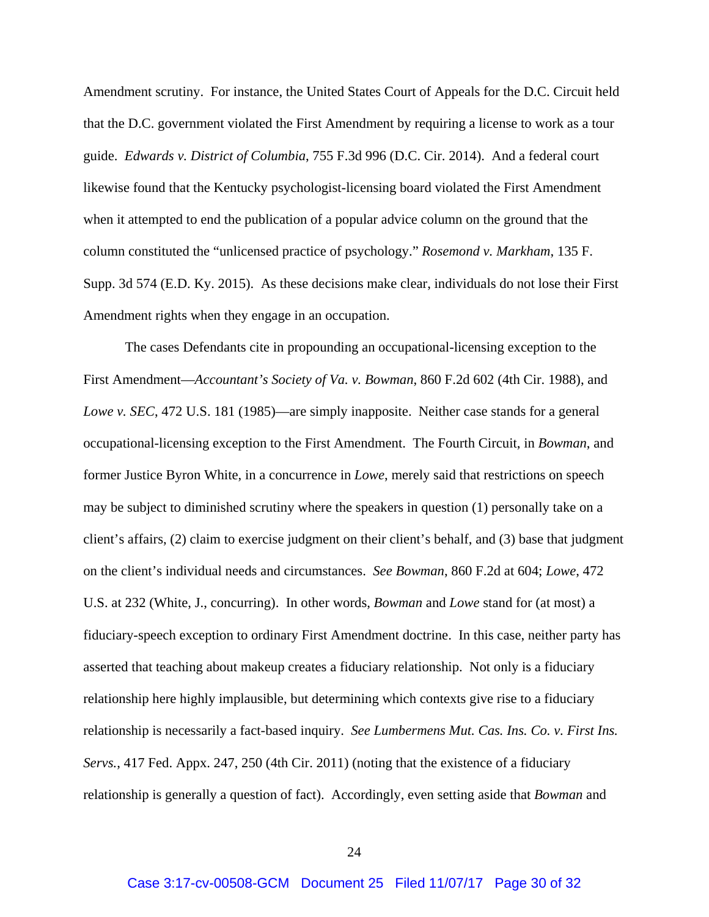Amendment scrutiny. For instance, the United States Court of Appeals for the D.C. Circuit held that the D.C. government violated the First Amendment by requiring a license to work as a tour guide. *Edwards v. District of Columbia*, 755 F.3d 996 (D.C. Cir. 2014). And a federal court likewise found that the Kentucky psychologist-licensing board violated the First Amendment when it attempted to end the publication of a popular advice column on the ground that the column constituted the "unlicensed practice of psychology." *Rosemond v. Markham*, 135 F. Supp. 3d 574 (E.D. Ky. 2015). As these decisions make clear, individuals do not lose their First Amendment rights when they engage in an occupation.

The cases Defendants cite in propounding an occupational-licensing exception to the First Amendment—*Accountant's Society of Va. v. Bowman*, 860 F.2d 602 (4th Cir. 1988), and *Lowe v. SEC*, 472 U.S. 181 (1985)—are simply inapposite. Neither case stands for a general occupational-licensing exception to the First Amendment. The Fourth Circuit, in *Bowman*, and former Justice Byron White, in a concurrence in *Lowe*, merely said that restrictions on speech may be subject to diminished scrutiny where the speakers in question (1) personally take on a client's affairs, (2) claim to exercise judgment on their client's behalf, and (3) base that judgment on the client's individual needs and circumstances. *See Bowman*, 860 F.2d at 604; *Lowe*, 472 U.S. at 232 (White, J., concurring). In other words, *Bowman* and *Lowe* stand for (at most) a fiduciary-speech exception to ordinary First Amendment doctrine. In this case, neither party has asserted that teaching about makeup creates a fiduciary relationship. Not only is a fiduciary relationship here highly implausible, but determining which contexts give rise to a fiduciary relationship is necessarily a fact-based inquiry. *See Lumbermens Mut. Cas. Ins. Co. v. First Ins. Servs.*, 417 Fed. Appx. 247, 250 (4th Cir. 2011) (noting that the existence of a fiduciary relationship is generally a question of fact). Accordingly, even setting aside that *Bowman* and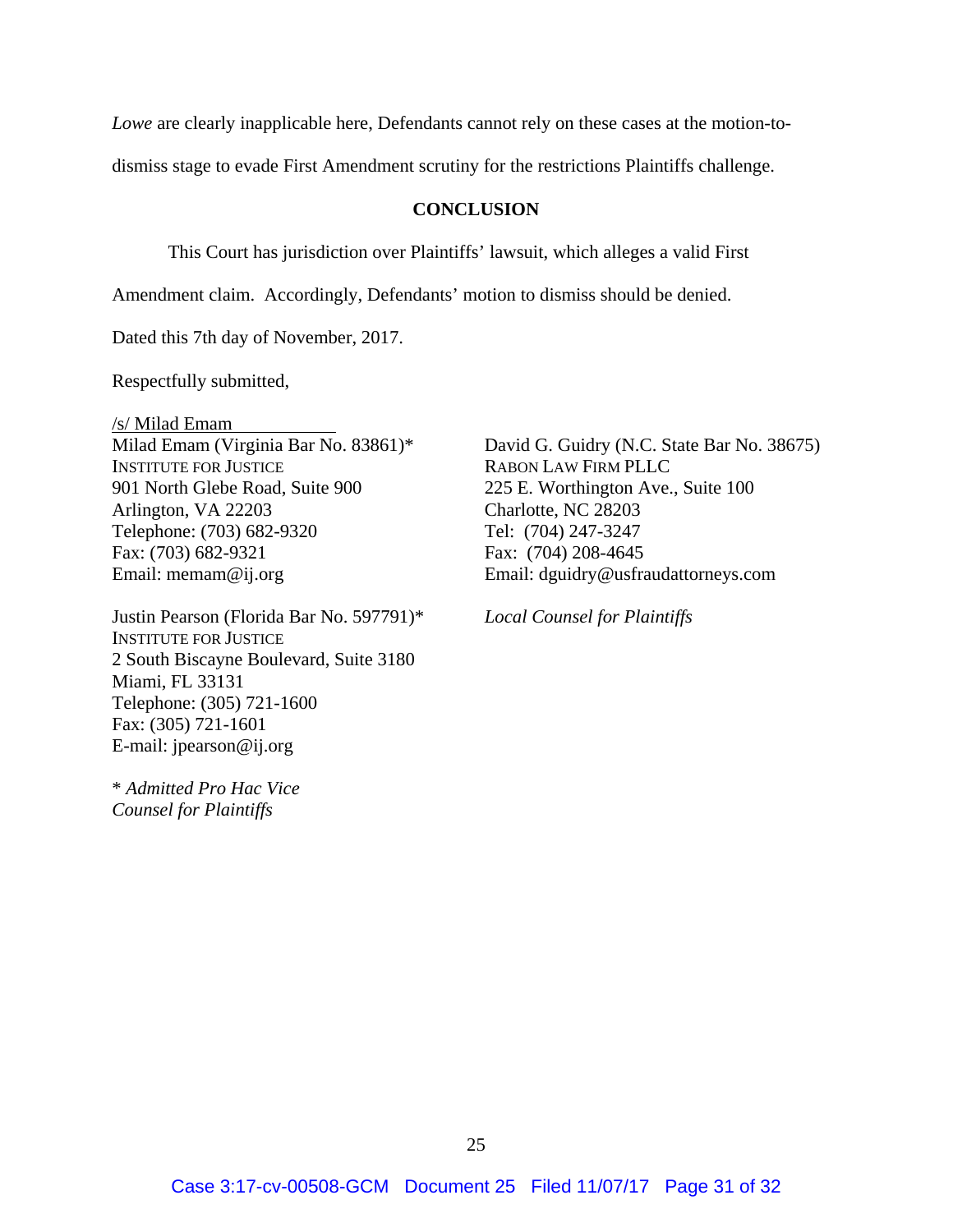*Lowe* are clearly inapplicable here, Defendants cannot rely on these cases at the motion-to-dismiss stage to evade First Amendment scrutiny for the restrictions Plaintiffs challenge.

## CONCLUSION

This Court has jurisdiction over Plaintiffs' lawsuit, which alleges a valid First Amendment claim. Accordingly, Defendants' motion to dismiss should be denied.

Dated this 7th day of November, 2017.

Respectfully submitted,

/s/ Milad Emam
Milad Emam (Virginia Bar No. 83861)*
INSTITUTE FOR JUSTICE
901 North Glebe Road, Suite 900
Arlington, VA 22203
Telephone: (703) 682-9320
Fax: (703) 682-9321
Email: memam@ij.org

Justin Pearson (Florida Bar No. 597791)*
INSTITUTE FOR JUSTICE
2 South Biscayne Boulevard, Suite 3180
Miami, FL 33131
Telephone: (305) 721-1600
Fax: (305) 721-1601
E-mail: jpearson@ij.org

\* *Admitted Pro Hac Vice*
*Counsel for Plaintiffs*

David G. Guidry (N.C. State Bar No. 38675)
RABON LAW FIRM PLLC
225 E. Worthington Ave., Suite 100
Charlotte, NC 28203
Tel: (704) 247-3247
Fax: (704) 208-4645
Email: dguidry@usfraudattorneys.com

*Local Counsel for Plaintiffs*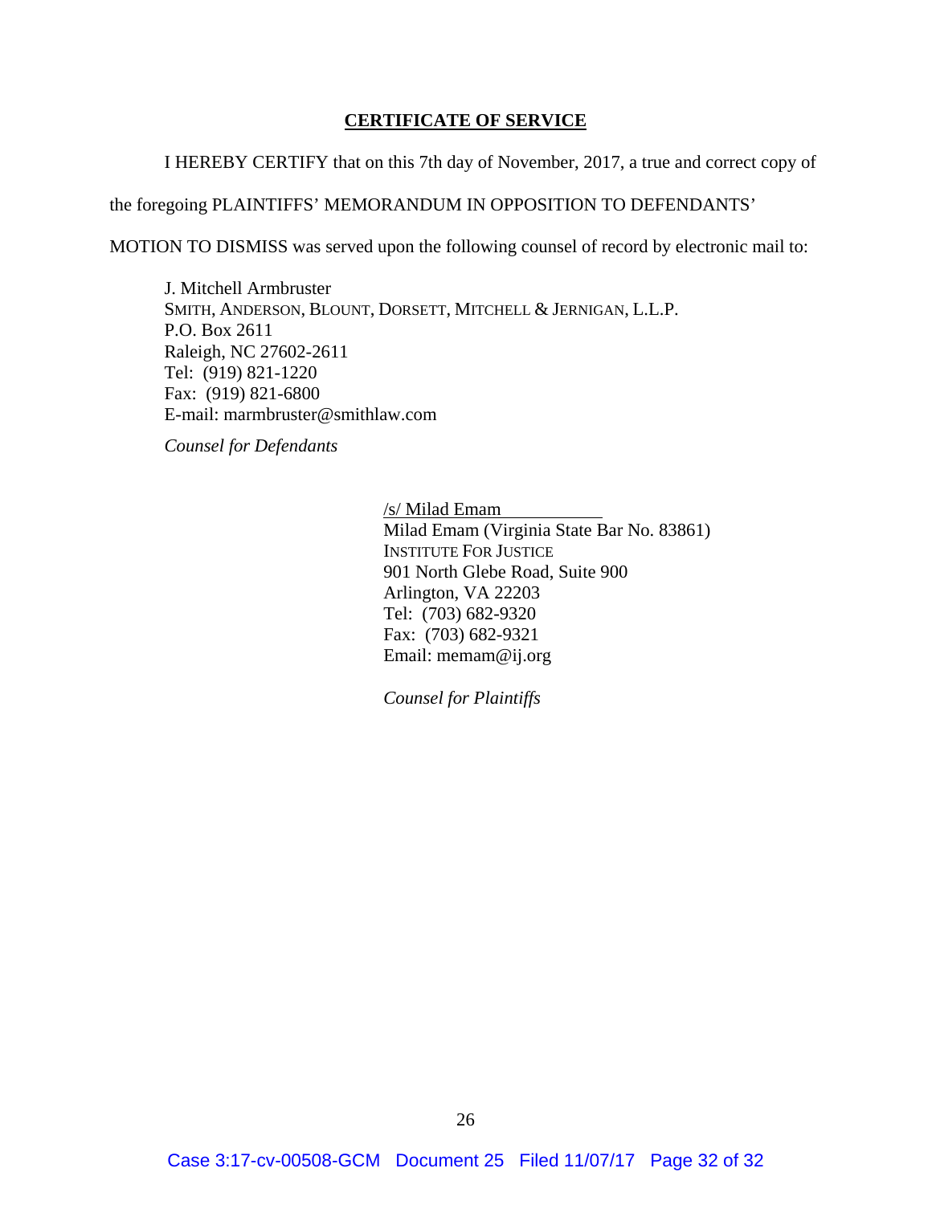## **CERTIFICATE OF SERVICE**

I HEREBY CERTIFY that on this 7th day of November, 2017, a true and correct copy of the foregoing PLAINTIFFS' MEMORANDUM IN OPPOSITION TO DEFENDANTS' MOTION TO DISMISS was served upon the following counsel of record by electronic mail to:

J. Mitchell Armbruster
SMITH, ANDERSON, BLOUNT, DORSETT, MITCHELL & JERNIGAN, L.L.P.
P.O. Box 2611
Raleigh, NC 27602-2611
Tel: (919) 821-1220
Fax: (919) 821-6800
E-mail: marmbruster@smithlaw.com

*Counsel for Defendants*

/s/ Milad Emam
Milad Emam (Virginia State Bar No. 83861)
INSTITUTE FOR JUSTICE
901 North Glebe Road, Suite 900
Arlington, VA 22203
Tel: (703) 682-9320
Fax: (703) 682-9321
Email: memam@ij.org

*Counsel for Plaintiffs*